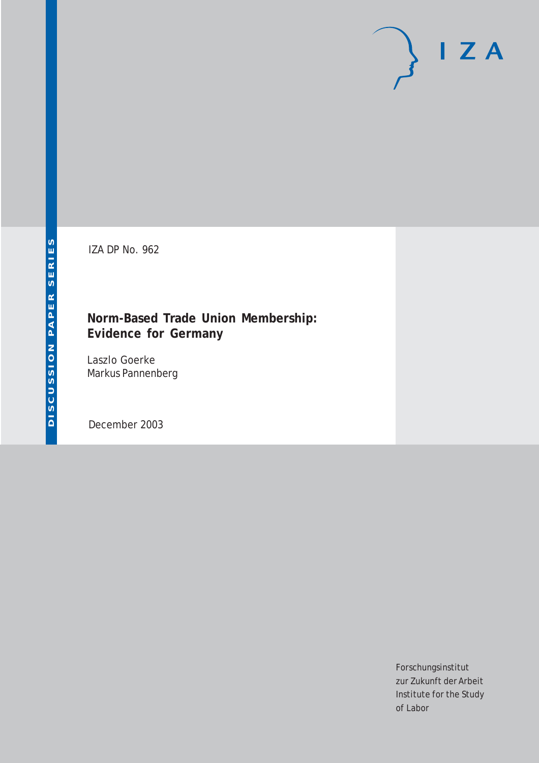DISCUSSION PAPER SERIES

IZA

IZA DP No. 962

# Norm-Based Trade Union Membership: Evidence for Germany

Laszlo Goerke
Markus Pannenberg

December 2003

Forschungsinstitut
zur Zukunft der Arbeit
Institute for the Study
of Labor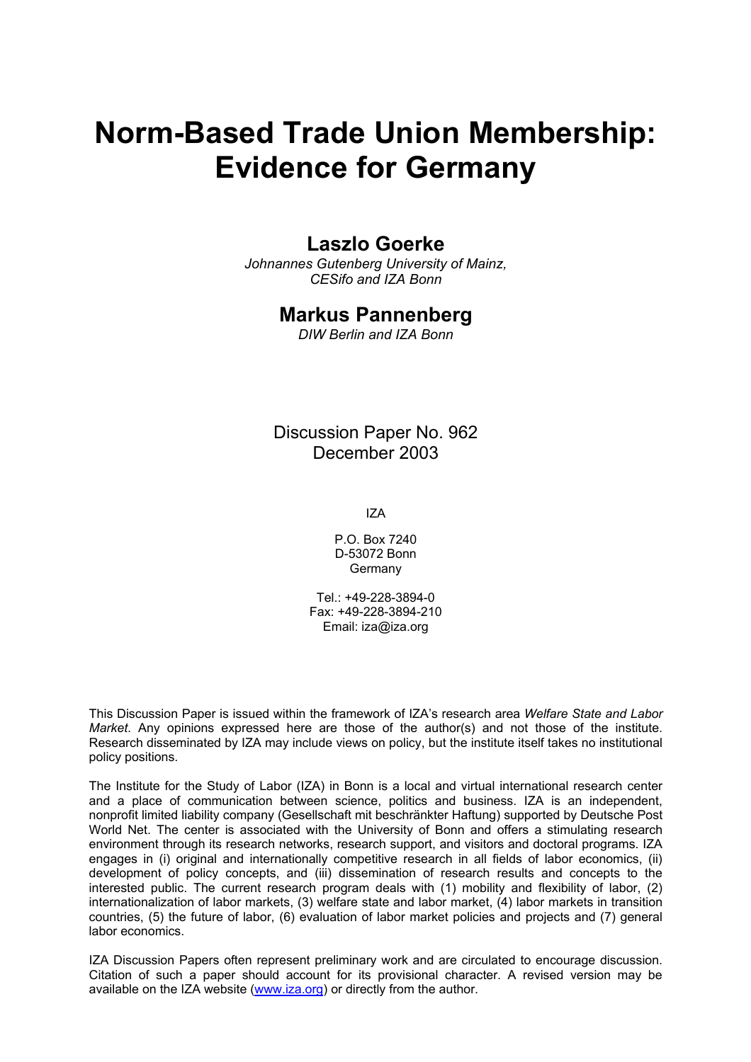# Norm-Based Trade Union Membership: Evidence for Germany

## Laszlo Goerke

*Johnannes Gutenberg University of Mainz, CESifo and IZA Bonn*

## Markus Pannenberg

*DIW Berlin and IZA Bonn*

Discussion Paper No. 962
December 2003

IZA

P.O. Box 7240
D-53072 Bonn
Germany

Tel.: +49-228-3894-0
Fax: +49-228-3894-210
Email: iza@iza.org

This Discussion Paper is issued within the framework of IZA's research area *Welfare State and Labor Market*. Any opinions expressed here are those of the author(s) and not those of the institute. Research disseminated by IZA may include views on policy, but the institute itself takes no institutional policy positions.

The Institute for the Study of Labor (IZA) in Bonn is a local and virtual international research center and a place of communication between science, politics and business. IZA is an independent, nonprofit limited liability company (Gesellschaft mit beschränkter Haftung) supported by Deutsche Post World Net. The center is associated with the University of Bonn and offers a stimulating research environment through its research networks, research support, and visitors and doctoral programs. IZA engages in (i) original and internationally competitive research in all fields of labor economics, (ii) development of policy concepts, and (iii) dissemination of research results and concepts to the interested public. The current research program deals with (1) mobility and flexibility of labor, (2) internationalization of labor markets, (3) welfare state and labor market, (4) labor markets in transition countries, (5) the future of labor, (6) evaluation of labor market policies and projects and (7) general labor economics.

IZA Discussion Papers often represent preliminary work and are circulated to encourage discussion. Citation of such a paper should account for its provisional character. A revised version may be available on the IZA website (www.iza.org) or directly from the author.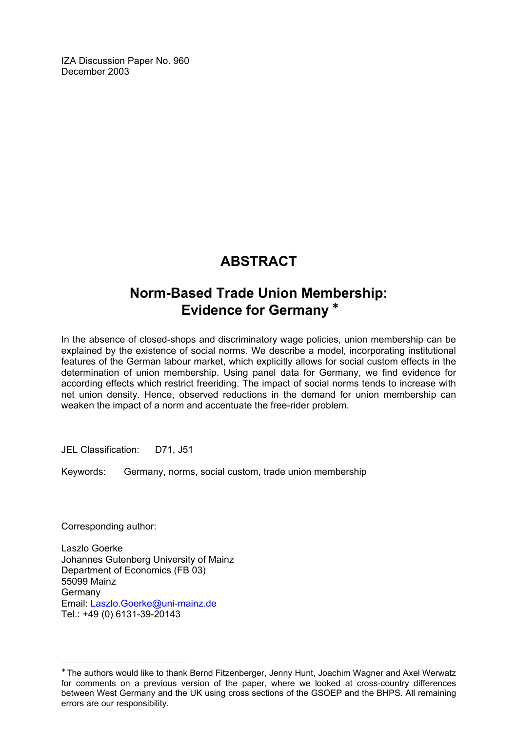IZA Discussion Paper No. 960
December 2003

# ABSTRACT

## Norm-Based Trade Union Membership: Evidence for Germany *

In the absence of closed-shops and discriminatory wage policies, union membership can be explained by the existence of social norms. We describe a model, incorporating institutional features of the German labour market, which explicitly allows for social custom effects in the determination of union membership. Using panel data for Germany, we find evidence for according effects which restrict freeriding. The impact of social norms tends to increase with net union density. Hence, observed reductions in the demand for union membership can weaken the impact of a norm and accentuate the free-rider problem.

JEL Classification: D71, J51

Keywords: Germany, norms, social custom, trade union membership

Corresponding author:

Laszlo Goerke
Johannes Gutenberg University of Mainz
Department of Economics (FB 03)
55099 Mainz
Germany
Email: Laszlo.Goerke@uni-mainz.de
Tel.: +49 (0) 6131-39-20143

---

* The authors would like to thank Bernd Fitzenberger, Jenny Hunt, Joachim Wagner and Axel Werwatz for comments on a previous version of the paper, where we looked at cross-country differences between West Germany and the UK using cross sections of the GSOEP and the BHPS. All remaining errors are our responsibility.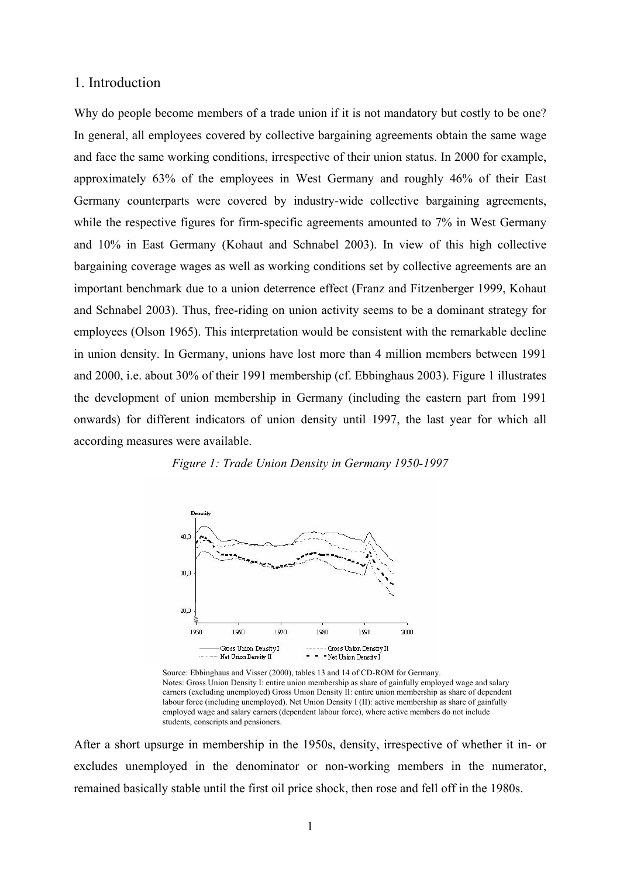## 1. Introduction

Why do people become members of a trade union if it is not mandatory but costly to be one? In general, all employees covered by collective bargaining agreements obtain the same wage and face the same working conditions, irrespective of their union status. In 2000 for example, approximately 63% of the employees in West Germany and roughly 46% of their East Germany counterparts were covered by industry-wide collective bargaining agreements, while the respective figures for firm-specific agreements amounted to 7% in West Germany and 10% in East Germany (Kohaut and Schnabel 2003). In view of this high collective bargaining coverage wages as well as working conditions set by collective agreements are an important benchmark due to a union deterrence effect (Franz and Fitzenberger 1999, Kohaut and Schnabel 2003). Thus, free-riding on union activity seems to be a dominant strategy for employees (Olson 1965). This interpretation would be consistent with the remarkable decline in union density. In Germany, unions have lost more than 4 million members between 1991 and 2000, i.e. about 30% of their 1991 membership (cf. Ebbinghaus 2003). Figure 1 illustrates the development of union membership in Germany (including the eastern part from 1991 onwards) for different indicators of union density until 1997, the last year for which all according measures were available.

*Figure 1: Trade Union Density in Germany 1950-1997*

Source: Ebbinghaus and Visser (2000), tables 13 and 14 of CD-ROM for Germany.
Notes: Gross Union Density I: entire union membership as share of gainfully employed wage and salary earners (excluding unemployed) Gross Union Density II: entire union membership as share of dependent labour force (including unemployed). Net Union Density I (II): active membership as share of gainfully employed wage and salary earners (dependent labour force), where active members do not include students, conscripts and pensioners.

After a short upsurge in membership in the 1950s, density, irrespective of whether it in- or excludes unemployed in the denominator or non-working members in the numerator, remained basically stable until the first oil price shock, then rose and fell off in the 1980s.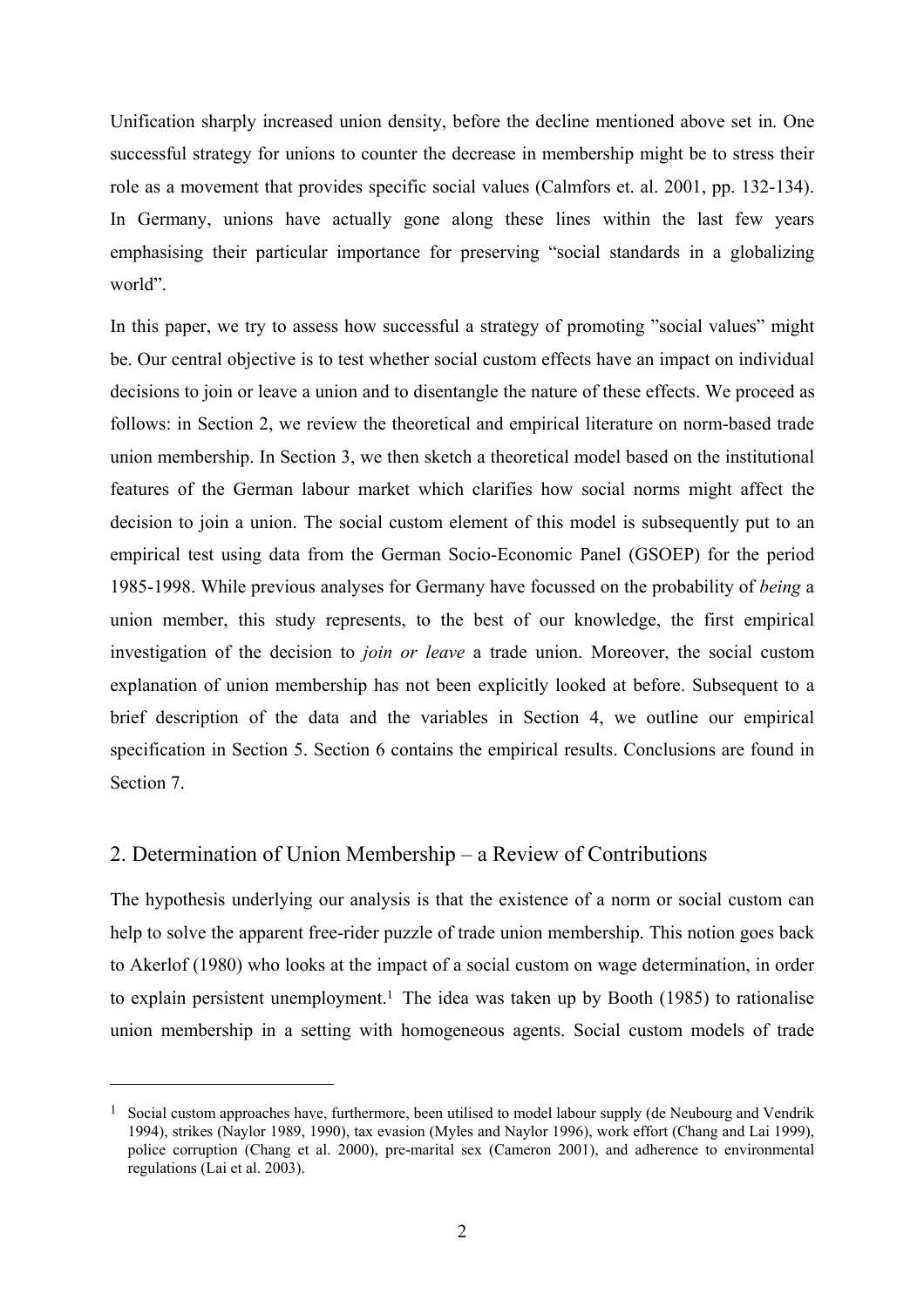Unification sharply increased union density, before the decline mentioned above set in. One successful strategy for unions to counter the decrease in membership might be to stress their role as a movement that provides specific social values (Calmfors et. al. 2001, pp. 132-134). In Germany, unions have actually gone along these lines within the last few years emphasising their particular importance for preserving "social standards in a globalizing world".

In this paper, we try to assess how successful a strategy of promoting "social values" might be. Our central objective is to test whether social custom effects have an impact on individual decisions to join or leave a union and to disentangle the nature of these effects. We proceed as follows: in Section 2, we review the theoretical and empirical literature on norm-based trade union membership. In Section 3, we then sketch a theoretical model based on the institutional features of the German labour market which clarifies how social norms might affect the decision to join a union. The social custom element of this model is subsequently put to an empirical test using data from the German Socio-Economic Panel (GSOEP) for the period 1985-1998. While previous analyses for Germany have focussed on the probability of *being* a union member, this study represents, to the best of our knowledge, the first empirical investigation of the decision to *join or leave* a trade union. Moreover, the social custom explanation of union membership has not been explicitly looked at before. Subsequent to a brief description of the data and the variables in Section 4, we outline our empirical specification in Section 5. Section 6 contains the empirical results. Conclusions are found in Section 7.

## 2. Determination of Union Membership – a Review of Contributions

The hypothesis underlying our analysis is that the existence of a norm or social custom can help to solve the apparent free-rider puzzle of trade union membership. This notion goes back to Akerlof (1980) who looks at the impact of a social custom on wage determination, in order to explain persistent unemployment.[1] The idea was taken up by Booth (1985) to rationalise union membership in a setting with homogeneous agents. Social custom models of trade

[1] Social custom approaches have, furthermore, been utilised to model labour supply (de Neubourg and Vendrik 1994), strikes (Naylor 1989, 1990), tax evasion (Myles and Naylor 1996), work effort (Chang and Lai 1999), police corruption (Chang et al. 2000), pre-marital sex (Cameron 2001), and adherence to environmental regulations (Lai et al. 2003).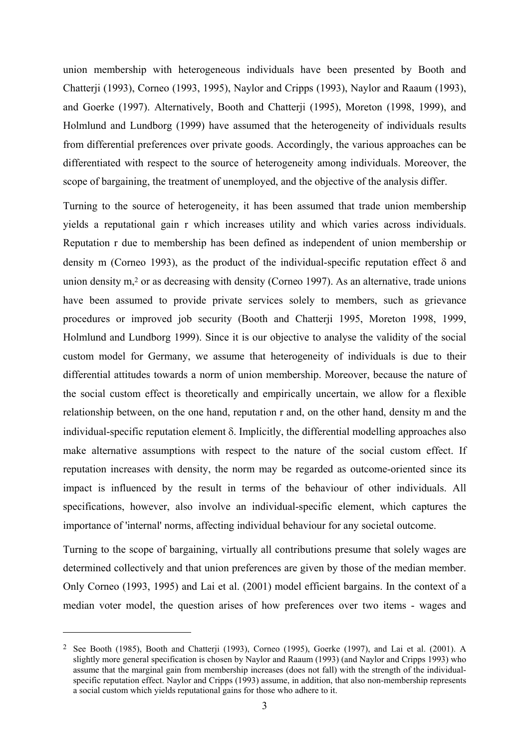union membership with heterogeneous individuals have been presented by Booth and Chatterji (1993), Corneo (1993, 1995), Naylor and Cripps (1993), Naylor and Raaum (1993), and Goerke (1997). Alternatively, Booth and Chatterji (1995), Moreton (1998, 1999), and Holmlund and Lundborg (1999) have assumed that the heterogeneity of individuals results from differential preferences over private goods. Accordingly, the various approaches can be differentiated with respect to the source of heterogeneity among individuals. Moreover, the scope of bargaining, the treatment of unemployed, and the objective of the analysis differ.

Turning to the source of heterogeneity, it has been assumed that trade union membership yields a reputational gain $r$ which increases utility and which varies across individuals. Reputation $r$ due to membership has been defined as independent of union membership or density $m$ (Corneo 1993), as the product of the individual-specific reputation effect $\delta$ and union density $m$,[2] or as decreasing with density (Corneo 1997). As an alternative, trade unions have been assumed to provide private services solely to members, such as grievance procedures or improved job security (Booth and Chatterji 1995, Moreton 1998, 1999, Holmlund and Lundborg 1999). Since it is our objective to analyse the validity of the social custom model for Germany, we assume that heterogeneity of individuals is due to their differential attitudes towards a norm of union membership. Moreover, because the nature of the social custom effect is theoretically and empirically uncertain, we allow for a flexible relationship between, on the one hand, reputation $r$ and, on the other hand, density $m$ and the individual-specific reputation element $\delta$. Implicitly, the differential modelling approaches also make alternative assumptions with respect to the nature of the social custom effect. If reputation increases with density, the norm may be regarded as outcome-oriented since its impact is influenced by the result in terms of the behaviour of other individuals. All specifications, however, also involve an individual-specific element, which captures the importance of 'internal' norms, affecting individual behaviour for any societal outcome.

Turning to the scope of bargaining, virtually all contributions presume that solely wages are determined collectively and that union preferences are given by those of the median member. Only Corneo (1993, 1995) and Lai et al. (2001) model efficient bargains. In the context of a median voter model, the question arises of how preferences over two items - wages and

[2] See Booth (1985), Booth and Chatterji (1993), Corneo (1995), Goerke (1997), and Lai et al. (2001). A slightly more general specification is chosen by Naylor and Raaum (1993) (and Naylor and Cripps 1993) who assume that the marginal gain from membership increases (does not fall) with the strength of the individual-specific reputation effect. Naylor and Cripps (1993) assume, in addition, that also non-membership represents a social custom which yields reputational gains for those who adhere to it.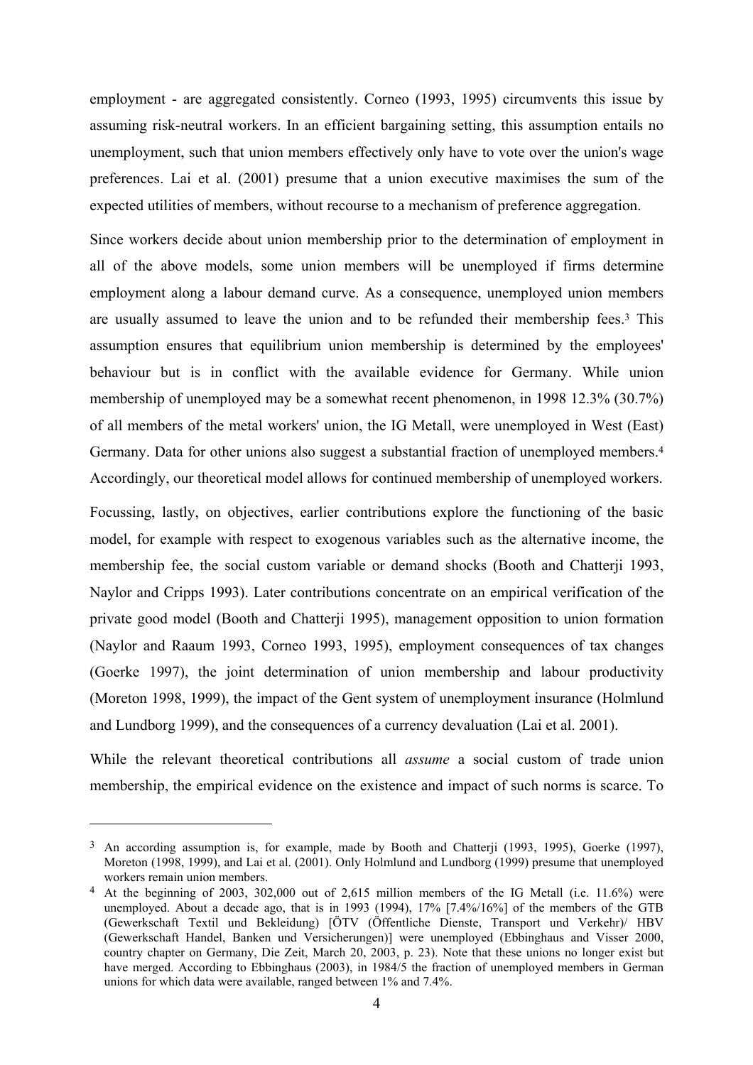employment - are aggregated consistently. Corneo (1993, 1995) circumvents this issue by assuming risk-neutral workers. In an efficient bargaining setting, this assumption entails no unemployment, such that union members effectively only have to vote over the union's wage preferences. Lai et al. (2001) presume that a union executive maximises the sum of the expected utilities of members, without recourse to a mechanism of preference aggregation.

Since workers decide about union membership prior to the determination of employment in all of the above models, some union members will be unemployed if firms determine employment along a labour demand curve. As a consequence, unemployed union members are usually assumed to leave the union and to be refunded their membership fees.[3] This assumption ensures that equilibrium union membership is determined by the employees' behaviour but is in conflict with the available evidence for Germany. While union membership of unemployed may be a somewhat recent phenomenon, in 1998 12.3% (30.7%) of all members of the metal workers' union, the IG Metall, were unemployed in West (East) Germany. Data for other unions also suggest a substantial fraction of unemployed members.[4] Accordingly, our theoretical model allows for continued membership of unemployed workers.

Focussing, lastly, on objectives, earlier contributions explore the functioning of the basic model, for example with respect to exogenous variables such as the alternative income, the membership fee, the social custom variable or demand shocks (Booth and Chatterji 1993, Naylor and Cripps 1993). Later contributions concentrate on an empirical verification of the private good model (Booth and Chatterji 1995), management opposition to union formation (Naylor and Raaum 1993, Corneo 1993, 1995), employment consequences of tax changes (Goerke 1997), the joint determination of union membership and labour productivity (Moreton 1998, 1999), the impact of the Gent system of unemployment insurance (Holmlund and Lundborg 1999), and the consequences of a currency devaluation (Lai et al. 2001).

While the relevant theoretical contributions all *assume* a social custom of trade union membership, the empirical evidence on the existence and impact of such norms is scarce. To

---

[3] An according assumption is, for example, made by Booth and Chatterji (1993, 1995), Goerke (1997), Moreton (1998, 1999), and Lai et al. (2001). Only Holmlund and Lundborg (1999) presume that unemployed workers remain union members.

[4] At the beginning of 2003, 302,000 out of 2,615 million members of the IG Metall (i.e. 11.6%) were unemployed. About a decade ago, that is in 1993 (1994), 17% [7.4%/16%] of the members of the GTB (Gewerkschaft Textil und Bekleidung) [ÖTV (Öffentliche Dienste, Transport und Verkehr)/ HBV (Gewerkschaft Handel, Banken und Versicherungen)] were unemployed (Ebbinghaus and Visser 2000, country chapter on Germany, Die Zeit, March 20, 2003, p. 23). Note that these unions no longer exist but have merged. According to Ebbinghaus (2003), in 1984/5 the fraction of unemployed members in German unions for which data were available, ranged between 1% and 7.4%.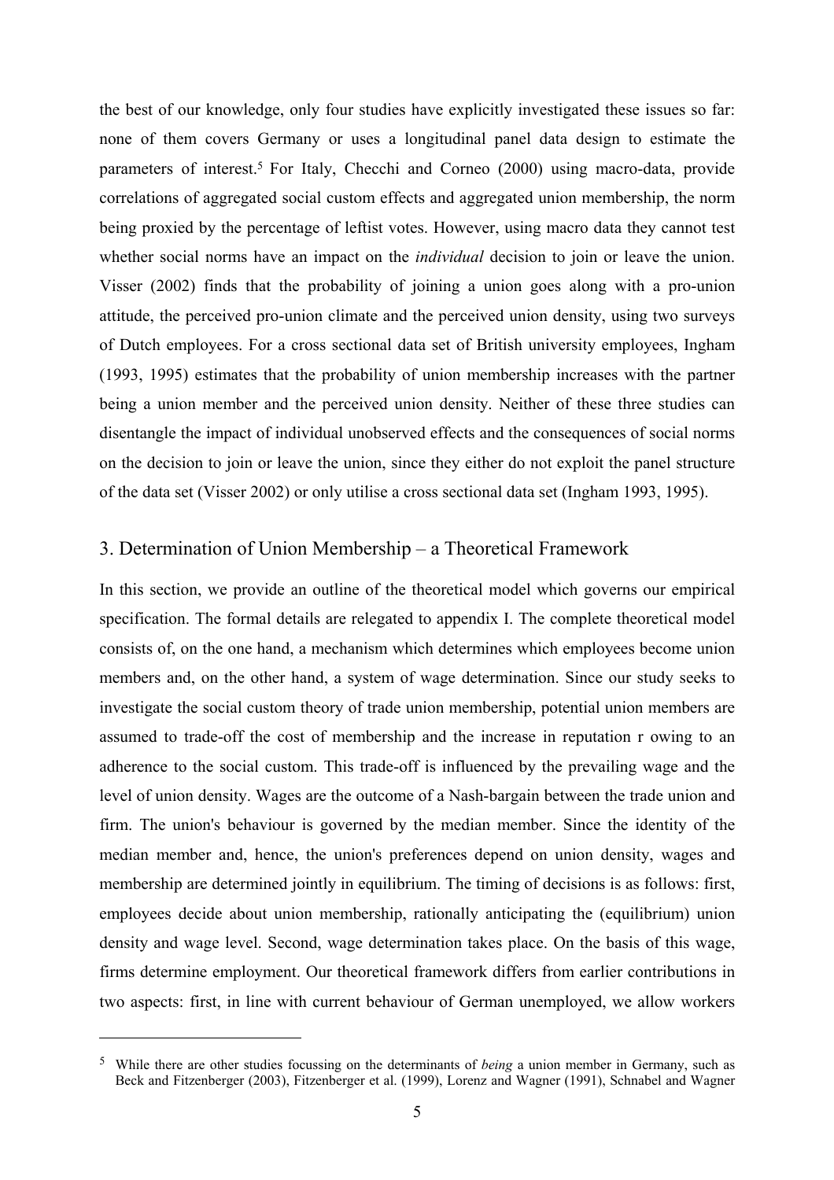the best of our knowledge, only four studies have explicitly investigated these issues so far: none of them covers Germany or uses a longitudinal panel data design to estimate the parameters of interest.[5] For Italy, Checchi and Corneo (2000) using macro-data, provide correlations of aggregated social custom effects and aggregated union membership, the norm being proxied by the percentage of leftist votes. However, using macro data they cannot test whether social norms have an impact on the *individual* decision to join or leave the union. Visser (2002) finds that the probability of joining a union goes along with a pro-union attitude, the perceived pro-union climate and the perceived union density, using two surveys of Dutch employees. For a cross sectional data set of British university employees, Ingham (1993, 1995) estimates that the probability of union membership increases with the partner being a union member and the perceived union density. Neither of these three studies can disentangle the impact of individual unobserved effects and the consequences of social norms on the decision to join or leave the union, since they either do not exploit the panel structure of the data set (Visser 2002) or only utilise a cross sectional data set (Ingham 1993, 1995).

## 3. Determination of Union Membership – a Theoretical Framework

In this section, we provide an outline of the theoretical model which governs our empirical specification. The formal details are relegated to appendix I. The complete theoretical model consists of, on the one hand, a mechanism which determines which employees become union members and, on the other hand, a system of wage determination. Since our study seeks to investigate the social custom theory of trade union membership, potential union members are assumed to trade-off the cost of membership and the increase in reputation $r$ owing to an adherence to the social custom. This trade-off is influenced by the prevailing wage and the level of union density. Wages are the outcome of a Nash-bargain between the trade union and firm. The union's behaviour is governed by the median member. Since the identity of the median member and, hence, the union's preferences depend on union density, wages and membership are determined jointly in equilibrium. The timing of decisions is as follows: first, employees decide about union membership, rationally anticipating the (equilibrium) union density and wage level. Second, wage determination takes place. On the basis of this wage, firms determine employment. Our theoretical framework differs from earlier contributions in two aspects: first, in line with current behaviour of German unemployed, we allow workers

[5] While there are other studies focussing on the determinants of *being* a union member in Germany, such as Beck and Fitzenberger (2003), Fitzenberger et al. (1999), Lorenz and Wagner (1991), Schnabel and Wagner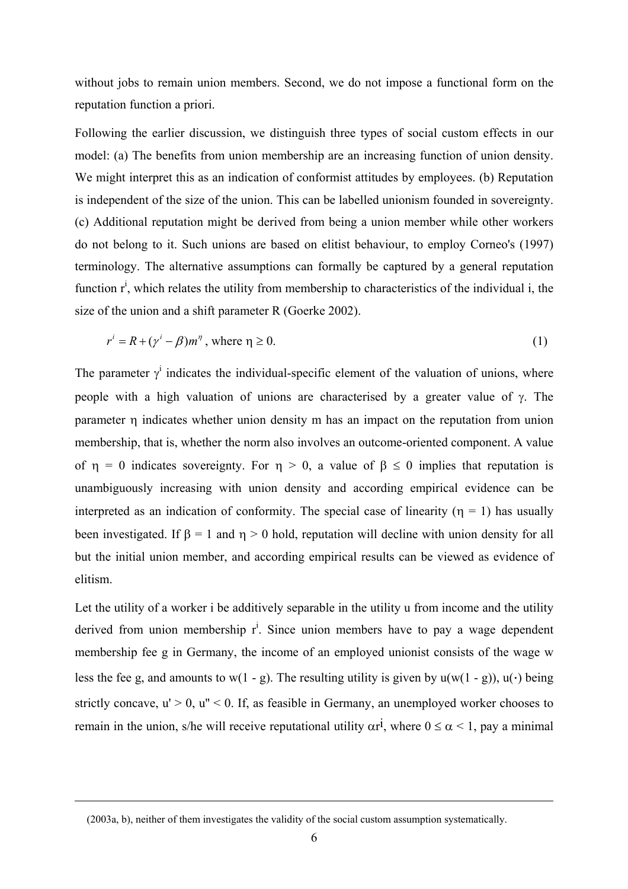without jobs to remain union members. Second, we do not impose a functional form on the reputation function a priori.

Following the earlier discussion, we distinguish three types of social custom effects in our model: (a) The benefits from union membership are an increasing function of union density. We might interpret this as an indication of conformist attitudes by employees. (b) Reputation is independent of the size of the union. This can be labelled unionism founded in sovereignty. (c) Additional reputation might be derived from being a union member while other workers do not belong to it. Such unions are based on elitist behaviour, to employ Corneo's (1997) terminology. The alternative assumptions can formally be captured by a general reputation function $r^i$, which relates the utility from membership to characteristics of the individual i, the size of the union and a shift parameter R (Goerke 2002).

$$r^i = R + (\gamma^i - \beta)m^\eta \text{, where } \eta \geq 0. \tag{1}$$

The parameter $\gamma^i$ indicates the individual-specific element of the valuation of unions, where people with a high valuation of unions are characterised by a greater value of $\gamma$. The parameter $\eta$ indicates whether union density m has an impact on the reputation from union membership, that is, whether the norm also involves an outcome-oriented component. A value of $\eta = 0$ indicates sovereignty. For $\eta > 0$, a value of $\beta \leq 0$ implies that reputation is unambiguously increasing with union density and according empirical evidence can be interpreted as an indication of conformity. The special case of linearity ($\eta = 1$) has usually been investigated. If $\beta = 1$ and $\eta > 0$ hold, reputation will decline with union density for all but the initial union member, and according empirical results can be viewed as evidence of elitism.

Let the utility of a worker i be additively separable in the utility u from income and the utility derived from union membership $r^i$. Since union members have to pay a wage dependent membership fee g in Germany, the income of an employed unionist consists of the wage w less the fee g, and amounts to $w(1 - g)$. The resulting utility is given by $u(w(1 - g))$, $u(\cdot)$ being strictly concave, $u' > 0$, $u'' < 0$. If, as feasible in Germany, an unemployed worker chooses to remain in the union, s/he will receive reputational utility $\alpha r^i$, where $0 \leq \alpha < 1$, pay a minimal

(2003a, b), neither of them investigates the validity of the social custom assumption systematically.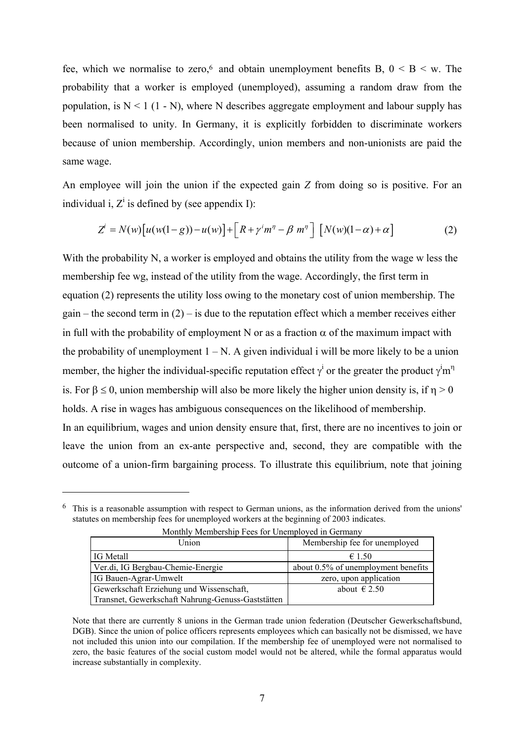fee, which we normalise to zero,[6] and obtain unemployment benefits B, $0 < B < w$. The probability that a worker is employed (unemployed), assuming a random draw from the population, is $N < 1$ $(1 - N)$, where N describes aggregate employment and labour supply has been normalised to unity. In Germany, it is explicitly forbidden to discriminate workers because of union membership. Accordingly, union members and non-unionists are paid the same wage.

An employee will join the union if the expected gain *Z* from doing so is positive. For an individual i, $Z^i$ is defined by (see appendix I):

$$Z^i = N(w)\left[u(w(1-g)) - u(w)\right] + \left[R + \gamma^i m^\eta - \beta\ m^\eta\right]\ \left[N(w)(1-\alpha) + \alpha\right] \tag{2}$$

With the probability N, a worker is employed and obtains the utility from the wage w less the membership fee wg, instead of the utility from the wage. Accordingly, the first term in equation (2) represents the utility loss owing to the monetary cost of union membership. The gain – the second term in (2) – is due to the reputation effect which a member receives either in full with the probability of employment N or as a fraction $\alpha$ of the maximum impact with the probability of unemployment $1 - N$. A given individual i will be more likely to be a union member, the higher the individual-specific reputation effect $\gamma^i$ or the greater the product $\gamma^i m^\eta$ is. For $\beta \leq 0$, union membership will also be more likely the higher union density is, if $\eta > 0$ holds. A rise in wages has ambiguous consequences on the likelihood of membership.

In an equilibrium, wages and union density ensure that, first, there are no incentives to join or leave the union from an ex-ante perspective and, second, they are compatible with the outcome of a union-firm bargaining process. To illustrate this equilibrium, note that joining

---

[6] This is a reasonable assumption with respect to German unions, as the information derived from the unions' statutes on membership fees for unemployed workers at the beginning of 2003 indicates.

Monthly Membership Fees for Unemployed in Germany

| Union | Membership fee for unemployed |
|---|---|
| IG Metall | € 1.50 |
| Ver.di, IG Bergbau-Chemie-Energie | about 0.5% of unemployment benefits |
| IG Bauen-Agrar-Umwelt | zero, upon application |
| Gewerkschaft Erziehung und Wissenschaft, Transnet, Gewerkschaft Nahrung-Genuss-Gaststätten | about € 2.50 |

Note that there are currently 8 unions in the German trade union federation (Deutscher Gewerkschaftsbund, DGB). Since the union of police officers represents employees which can basically not be dismissed, we have not included this union into our compilation. If the membership fee of unemployed were not normalised to zero, the basic features of the social custom model would not be altered, while the formal apparatus would increase substantially in complexity.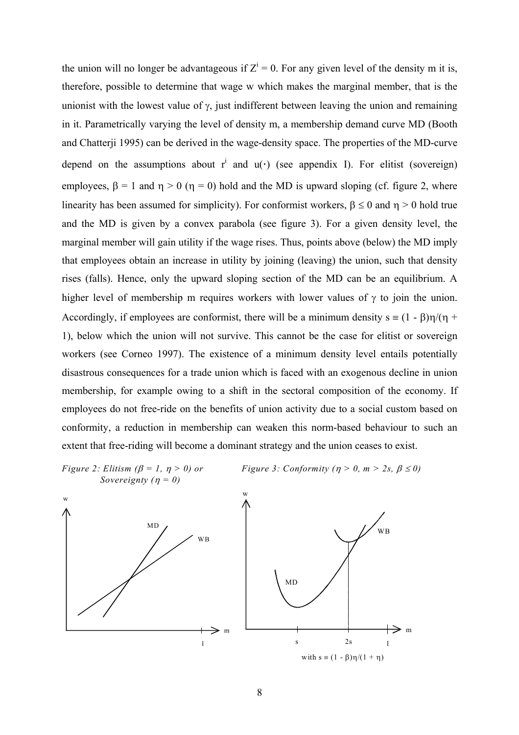the union will no longer be advantageous if $Z^i = 0$. For any given level of the density m it is, therefore, possible to determine that wage w which makes the marginal member, that is the unionist with the lowest value of $\gamma$, just indifferent between leaving the union and remaining in it. Parametrically varying the level of density m, a membership demand curve MD (Booth and Chatterji 1995) can be derived in the wage-density space. The properties of the MD-curve depend on the assumptions about $r^i$ and $u(\cdot)$ (see appendix I). For elitist (sovereign) employees, $\beta = 1$ and $\eta > 0$ ($\eta = 0$) hold and the MD is upward sloping (cf. figure 2, where linearity has been assumed for simplicity). For conformist workers, $\beta \leq 0$ and $\eta > 0$ hold true and the MD is given by a convex parabola (see figure 3). For a given density level, the marginal member will gain utility if the wage rises. Thus, points above (below) the MD imply that employees obtain an increase in utility by joining (leaving) the union, such that density rises (falls). Hence, only the upward sloping section of the MD can be an equilibrium. A higher level of membership m requires workers with lower values of $\gamma$ to join the union. Accordingly, if employees are conformist, there will be a minimum density $s \equiv (1 - \beta)\eta/(\eta + 1)$, below which the union will not survive. This cannot be the case for elitist or sovereign workers (see Corneo 1997). The existence of a minimum density level entails potentially disastrous consequences for a trade union which is faced with an exogenous decline in union membership, for example owing to a shift in the sectoral composition of the economy. If employees do not free-ride on the benefits of union activity due to a social custom based on conformity, a reduction in membership can weaken this norm-based behaviour to such an extent that free-riding will become a dominant strategy and the union ceases to exist.

*Figure 2: Elitism ($\beta = 1$, $\eta > 0$) or Sovereignty ($\eta = 0$)*

*Figure 3: Conformity ($\eta > 0$, $m > 2s$, $\beta \leq 0$)*

with $s \equiv (1 - \beta)\eta/(1 + \eta)$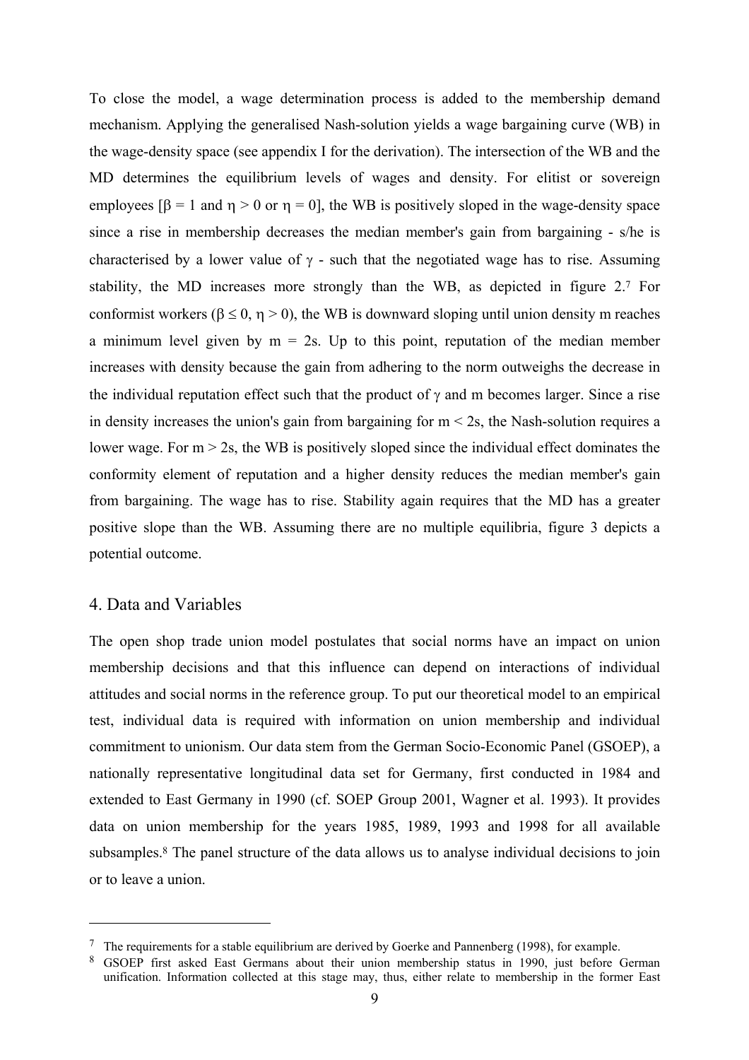To close the model, a wage determination process is added to the membership demand mechanism. Applying the generalised Nash-solution yields a wage bargaining curve (WB) in the wage-density space (see appendix I for the derivation). The intersection of the WB and the MD determines the equilibrium levels of wages and density. For elitist or sovereign employees [$\beta = 1$ and $\eta > 0$ or $\eta = 0$], the WB is positively sloped in the wage-density space since a rise in membership decreases the median member's gain from bargaining - s/he is characterised by a lower value of $\gamma$ - such that the negotiated wage has to rise. Assuming stability, the MD increases more strongly than the WB, as depicted in figure 2.[7] For conformist workers ($\beta \leq 0$, $\eta > 0$), the WB is downward sloping until union density m reaches a minimum level given by $m = 2s$. Up to this point, reputation of the median member increases with density because the gain from adhering to the norm outweighs the decrease in the individual reputation effect such that the product of $\gamma$ and m becomes larger. Since a rise in density increases the union's gain from bargaining for $m < 2s$, the Nash-solution requires a lower wage. For $m > 2s$, the WB is positively sloped since the individual effect dominates the conformity element of reputation and a higher density reduces the median member's gain from bargaining. The wage has to rise. Stability again requires that the MD has a greater positive slope than the WB. Assuming there are no multiple equilibria, figure 3 depicts a potential outcome.

## 4. Data and Variables

The open shop trade union model postulates that social norms have an impact on union membership decisions and that this influence can depend on interactions of individual attitudes and social norms in the reference group. To put our theoretical model to an empirical test, individual data is required with information on union membership and individual commitment to unionism. Our data stem from the German Socio-Economic Panel (GSOEP), a nationally representative longitudinal data set for Germany, first conducted in 1984 and extended to East Germany in 1990 (cf. SOEP Group 2001, Wagner et al. 1993). It provides data on union membership for the years 1985, 1989, 1993 and 1998 for all available subsamples.[8] The panel structure of the data allows us to analyse individual decisions to join or to leave a union.

---

[7] The requirements for a stable equilibrium are derived by Goerke and Pannenberg (1998), for example.

[8] GSOEP first asked East Germans about their union membership status in 1990, just before German unification. Information collected at this stage may, thus, either relate to membership in the former East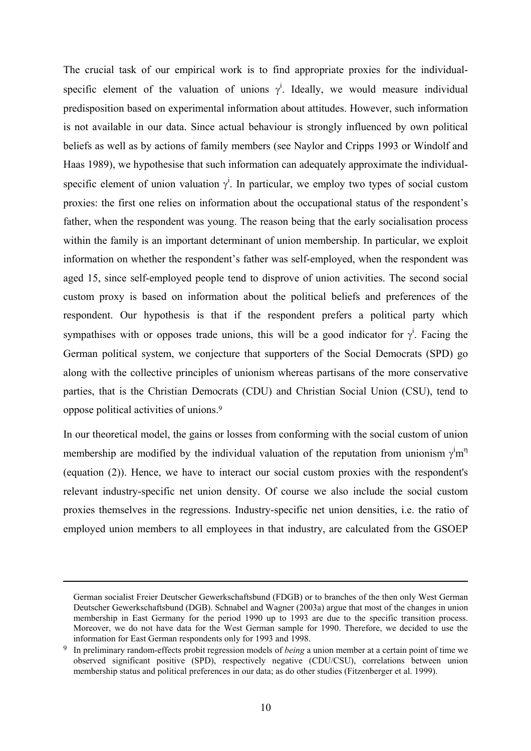The crucial task of our empirical work is to find appropriate proxies for the individual-specific element of the valuation of unions $\gamma^i$. Ideally, we would measure individual predisposition based on experimental information about attitudes. However, such information is not available in our data. Since actual behaviour is strongly influenced by own political beliefs as well as by actions of family members (see Naylor and Cripps 1993 or Windolf and Haas 1989), we hypothesise that such information can adequately approximate the individual-specific element of union valuation $\gamma^i$. In particular, we employ two types of social custom proxies: the first one relies on information about the occupational status of the respondent's father, when the respondent was young. The reason being that the early socialisation process within the family is an important determinant of union membership. In particular, we exploit information on whether the respondent's father was self-employed, when the respondent was aged 15, since self-employed people tend to disprove of union activities. The second social custom proxy is based on information about the political beliefs and preferences of the respondent. Our hypothesis is that if the respondent prefers a political party which sympathises with or opposes trade unions, this will be a good indicator for $\gamma^i$. Facing the German political system, we conjecture that supporters of the Social Democrats (SPD) go along with the collective principles of unionism whereas partisans of the more conservative parties, that is the Christian Democrats (CDU) and Christian Social Union (CSU), tend to oppose political activities of unions.[9]

In our theoretical model, the gains or losses from conforming with the social custom of union membership are modified by the individual valuation of the reputation from unionism $\gamma^i m^\eta$ (equation (2)). Hence, we have to interact our social custom proxies with the respondent's relevant industry-specific net union density. Of course we also include the social custom proxies themselves in the regressions. Industry-specific net union densities, i.e. the ratio of employed union members to all employees in that industry, are calculated from the GSOEP

German socialist Freier Deutscher Gewerkschaftsbund (FDGB) or to branches of the then only West German Deutscher Gewerkschaftsbund (DGB). Schnabel and Wagner (2003a) argue that most of the changes in union membership in East Germany for the period 1990 up to 1993 are due to the specific transition process. Moreover, we do not have data for the West German sample for 1990. Therefore, we decided to use the information for East German respondents only for 1993 and 1998.

[9] In preliminary random-effects probit regression models of *being* a union member at a certain point of time we observed significant positive (SPD), respectively negative (CDU/CSU), correlations between union membership status and political preferences in our data; as do other studies (Fitzenberger et al. 1999).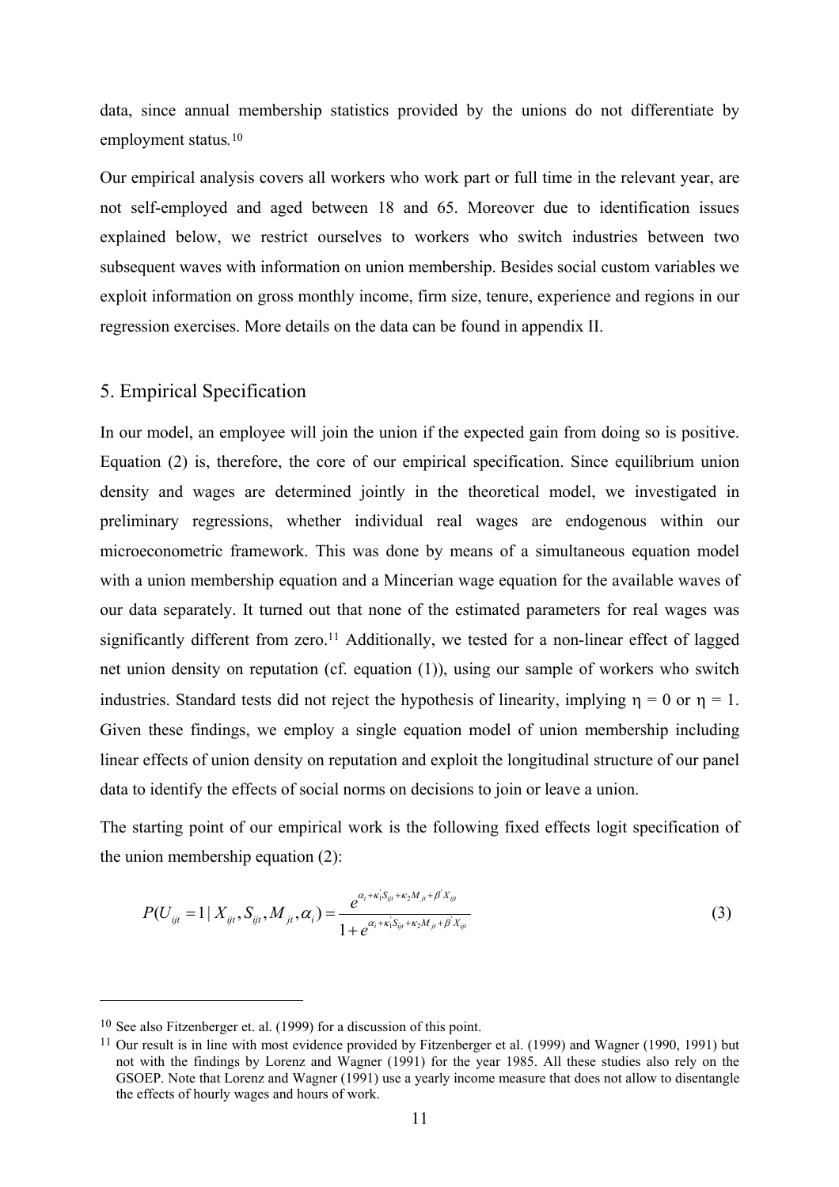data, since annual membership statistics provided by the unions do not differentiate by employment status.[10]

Our empirical analysis covers all workers who work part or full time in the relevant year, are not self-employed and aged between 18 and 65. Moreover due to identification issues explained below, we restrict ourselves to workers who switch industries between two subsequent waves with information on union membership. Besides social custom variables we exploit information on gross monthly income, firm size, tenure, experience and regions in our regression exercises. More details on the data can be found in appendix II.

## 5. Empirical Specification

In our model, an employee will join the union if the expected gain from doing so is positive. Equation (2) is, therefore, the core of our empirical specification. Since equilibrium union density and wages are determined jointly in the theoretical model, we investigated in preliminary regressions, whether individual real wages are endogenous within our microeconometric framework. This was done by means of a simultaneous equation model with a union membership equation and a Mincerian wage equation for the available waves of our data separately. It turned out that none of the estimated parameters for real wages was significantly different from zero.[11] Additionally, we tested for a non-linear effect of lagged net union density on reputation (cf. equation (1)), using our sample of workers who switch industries. Standard tests did not reject the hypothesis of linearity, implying $\eta = 0$ or $\eta = 1$. Given these findings, we employ a single equation model of union membership including linear effects of union density on reputation and exploit the longitudinal structure of our panel data to identify the effects of social norms on decisions to join or leave a union.

The starting point of our empirical work is the following fixed effects logit specification of the union membership equation (2):

$$P(U_{ijt} = 1 \mid X_{ijt}, S_{ijt}, M_{jt}, \alpha_i) = \frac{e^{\alpha_i + \kappa_1' S_{ijt} + \kappa_2 M_{jt} + \beta' X_{ijt}}}{1 + e^{\alpha_i + \kappa_1' S_{ijt} + \kappa_2 M_{jt} + \beta' X_{ijt}}} \tag{3}$$

---

[10] See also Fitzenberger et. al. (1999) for a discussion of this point.

[11] Our result is in line with most evidence provided by Fitzenberger et al. (1999) and Wagner (1990, 1991) but not with the findings by Lorenz and Wagner (1991) for the year 1985. All these studies also rely on the GSOEP. Note that Lorenz and Wagner (1991) use a yearly income measure that does not allow to disentangle the effects of hourly wages and hours of work.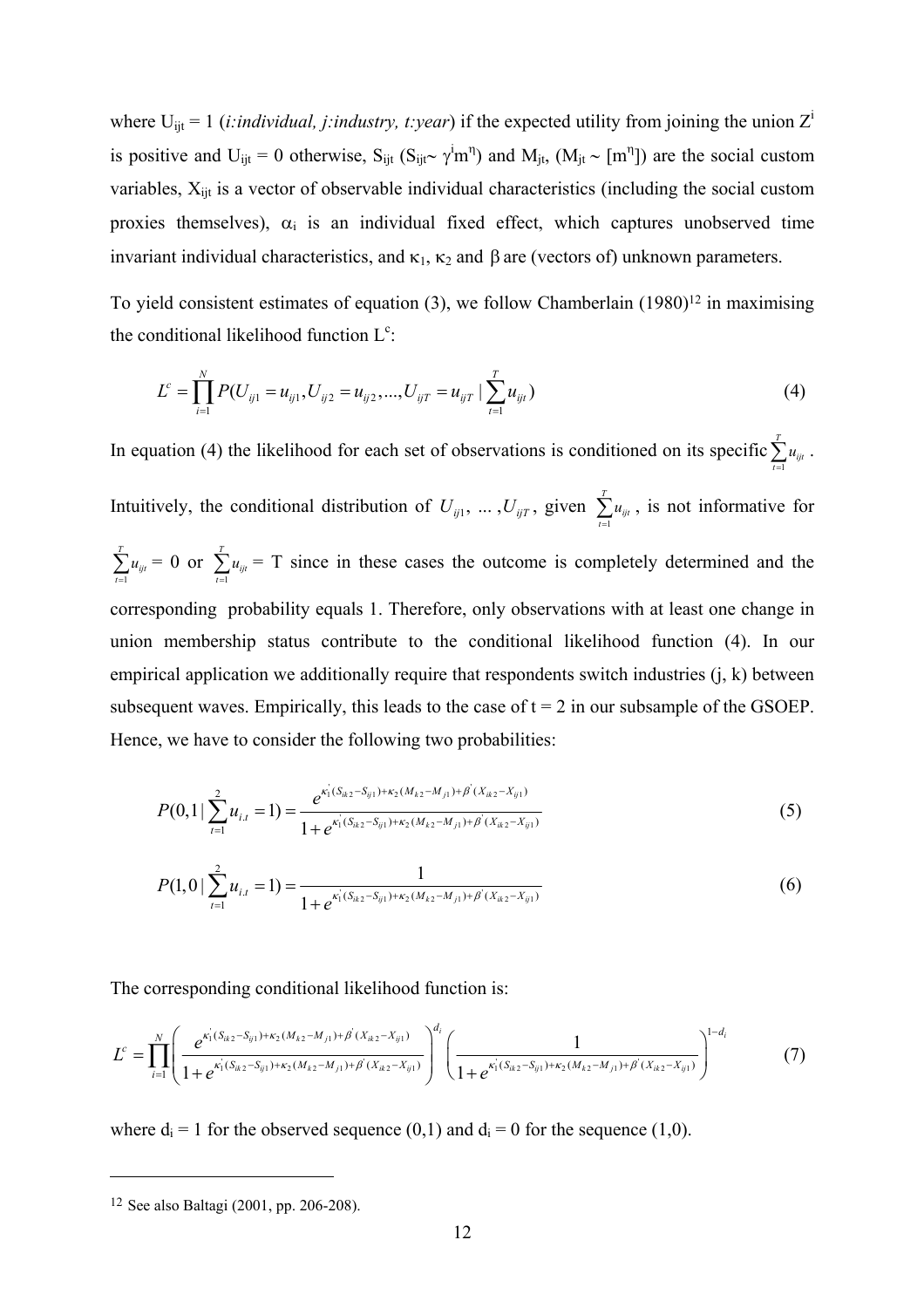where $U_{ijt} = 1$ (*i:individual, j:industry, t:year*) if the expected utility from joining the union $Z^i$ is positive and $U_{ijt} = 0$ otherwise, $S_{ijt}$ ($S_{ijt} \sim \gamma^i m^\eta$) and $M_{jt}$, ($M_{jt} \sim [m^\eta]$) are the social custom variables, $X_{ijt}$ is a vector of observable individual characteristics (including the social custom proxies themselves), $\alpha_i$ is an individual fixed effect, which captures unobserved time invariant individual characteristics, and $\kappa_1$, $\kappa_2$ and $\beta$ are (vectors of) unknown parameters.

To yield consistent estimates of equation (3), we follow Chamberlain (1980)[12] in maximising the conditional likelihood function $L^c$:

$$L^c = \prod_{i=1}^{N} P(U_{ij1} = u_{ij1}, U_{ij2} = u_{ij2}, ..., U_{ijT} = u_{ijT} \mid \sum_{t=1}^{T} u_{ijt}) \tag{4}$$

In equation (4) the likelihood for each set of observations is conditioned on its specific $\sum_{t=1}^{T} u_{ijt}$. Intuitively, the conditional distribution of $U_{ij1}, ..., U_{ijT}$, given $\sum_{t=1}^{T} u_{ijt}$, is not informative for $\sum_{t=1}^{T} u_{ijt} = 0$ or $\sum_{t=1}^{T} u_{ijt} = T$ since in these cases the outcome is completely determined and the corresponding probability equals 1. Therefore, only observations with at least one change in union membership status contribute to the conditional likelihood function (4). In our empirical application we additionally require that respondents switch industries (j, k) between subsequent waves. Empirically, this leads to the case of t = 2 in our subsample of the GSOEP. Hence, we have to consider the following two probabilities:

$$P(0,1 \mid \sum_{t=1}^{2} u_{i,t} = 1) = \frac{e^{\kappa_1'(S_{ik2} - S_{ij1}) + \kappa_2(M_{k2} - M_{j1}) + \beta'(X_{ik2} - X_{ij1})}}{1 + e^{\kappa_1'(S_{ik2} - S_{ij1}) + \kappa_2(M_{k2} - M_{j1}) + \beta'(X_{ik2} - X_{ij1})}} \tag{5}$$

$$P(1,0 \mid \sum_{t=1}^{2} u_{i,t} = 1) = \frac{1}{1 + e^{\kappa_1'(S_{ik2} - S_{ij1}) + \kappa_2(M_{k2} - M_{j1}) + \beta'(X_{ik2} - X_{ij1})}} \tag{6}$$

The corresponding conditional likelihood function is:

$$L^c = \prod_{i=1}^{N} \left( \frac{e^{\kappa_1'(S_{ik2} - S_{ij1}) + \kappa_2(M_{k2} - M_{j1}) + \beta'(X_{ik2} - X_{ij1})}}{1 + e^{\kappa_1'(S_{ik2} - S_{ij1}) + \kappa_2(M_{k2} - M_{j1}) + \beta'(X_{ik2} - X_{ij1})}} \right)^{d_i} \left( \frac{1}{1 + e^{\kappa_1'(S_{ik2} - S_{ij1}) + \kappa_2(M_{k2} - M_{j1}) + \beta'(X_{ik2} - X_{ij1})}} \right)^{1-d_i} \tag{7}$$

where $d_i = 1$ for the observed sequence (0,1) and $d_i = 0$ for the sequence (1,0).

[12] See also Baltagi (2001, pp. 206-208).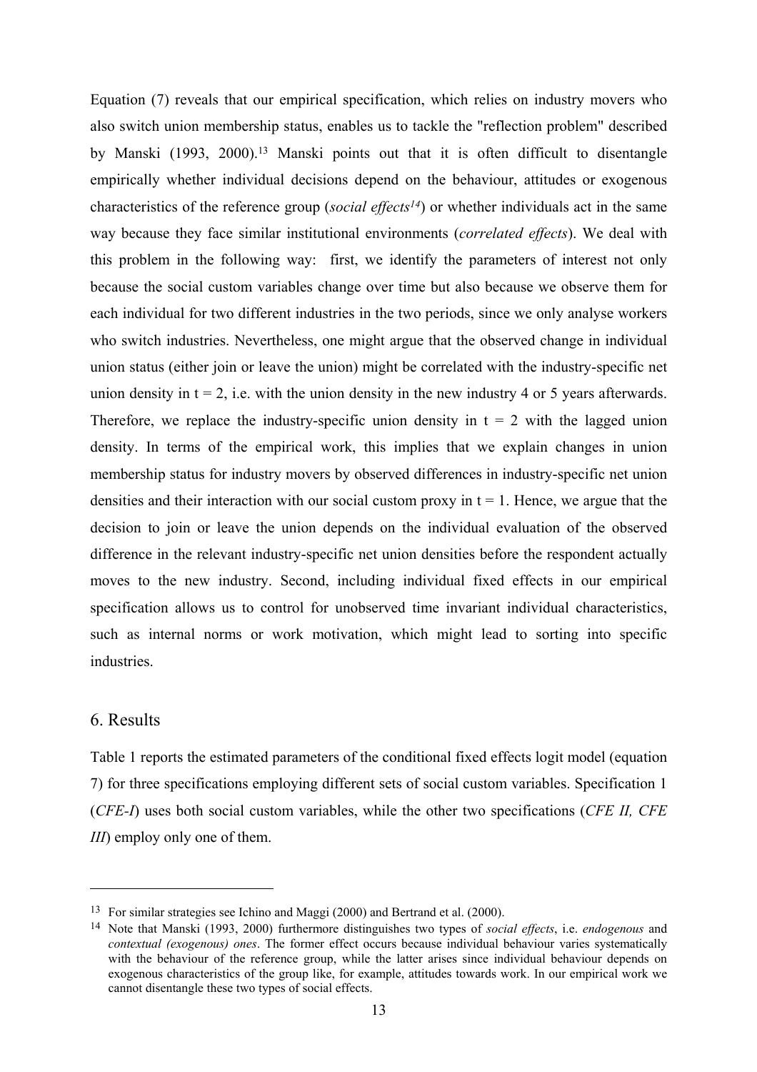Equation (7) reveals that our empirical specification, which relies on industry movers who also switch union membership status, enables us to tackle the "reflection problem" described by Manski (1993, 2000).[13] Manski points out that it is often difficult to disentangle empirically whether individual decisions depend on the behaviour, attitudes or exogenous characteristics of the reference group (*social effects*[14]) or whether individuals act in the same way because they face similar institutional environments (*correlated effects*). We deal with this problem in the following way: first, we identify the parameters of interest not only because the social custom variables change over time but also because we observe them for each individual for two different industries in the two periods, since we only analyse workers who switch industries. Nevertheless, one might argue that the observed change in individual union status (either join or leave the union) might be correlated with the industry-specific net union density in $t = 2$, i.e. with the union density in the new industry 4 or 5 years afterwards. Therefore, we replace the industry-specific union density in $t = 2$ with the lagged union density. In terms of the empirical work, this implies that we explain changes in union membership status for industry movers by observed differences in industry-specific net union densities and their interaction with our social custom proxy in $t = 1$. Hence, we argue that the decision to join or leave the union depends on the individual evaluation of the observed difference in the relevant industry-specific net union densities before the respondent actually moves to the new industry. Second, including individual fixed effects in our empirical specification allows us to control for unobserved time invariant individual characteristics, such as internal norms or work motivation, which might lead to sorting into specific industries.

## 6. Results

Table 1 reports the estimated parameters of the conditional fixed effects logit model (equation 7) for three specifications employing different sets of social custom variables. Specification 1 (*CFE-I*) uses both social custom variables, while the other two specifications (*CFE II, CFE III*) employ only one of them.

---

[13] For similar strategies see Ichino and Maggi (2000) and Bertrand et al. (2000).

[14] Note that Manski (1993, 2000) furthermore distinguishes two types of *social effects*, i.e. *endogenous* and *contextual (exogenous) ones*. The former effect occurs because individual behaviour varies systematically with the behaviour of the reference group, while the latter arises since individual behaviour depends on exogenous characteristics of the group like, for example, attitudes towards work. In our empirical work we cannot disentangle these two types of social effects.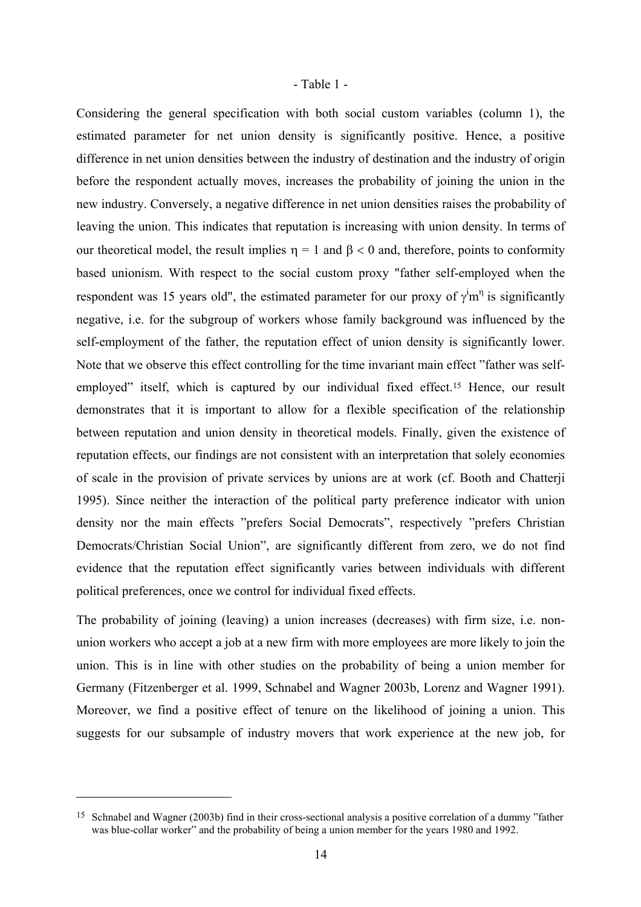- Table 1 -

Considering the general specification with both social custom variables (column 1), the estimated parameter for net union density is significantly positive. Hence, a positive difference in net union densities between the industry of destination and the industry of origin before the respondent actually moves, increases the probability of joining the union in the new industry. Conversely, a negative difference in net union densities raises the probability of leaving the union. This indicates that reputation is increasing with union density. In terms of our theoretical model, the result implies $\eta = 1$ and $\beta < 0$ and, therefore, points to conformity based unionism. With respect to the social custom proxy "father self-employed when the respondent was 15 years old", the estimated parameter for our proxy of $\gamma^i m^\eta$ is significantly negative, i.e. for the subgroup of workers whose family background was influenced by the self-employment of the father, the reputation effect of union density is significantly lower. Note that we observe this effect controlling for the time invariant main effect "father was self-employed" itself, which is captured by our individual fixed effect.[15] Hence, our result demonstrates that it is important to allow for a flexible specification of the relationship between reputation and union density in theoretical models. Finally, given the existence of reputation effects, our findings are not consistent with an interpretation that solely economies of scale in the provision of private services by unions are at work (cf. Booth and Chatterji 1995). Since neither the interaction of the political party preference indicator with union density nor the main effects "prefers Social Democrats", respectively "prefers Christian Democrats/Christian Social Union", are significantly different from zero, we do not find evidence that the reputation effect significantly varies between individuals with different political preferences, once we control for individual fixed effects.

The probability of joining (leaving) a union increases (decreases) with firm size, i.e. non-union workers who accept a job at a new firm with more employees are more likely to join the union. This is in line with other studies on the probability of being a union member for Germany (Fitzenberger et al. 1999, Schnabel and Wagner 2003b, Lorenz and Wagner 1991). Moreover, we find a positive effect of tenure on the likelihood of joining a union. This suggests for our subsample of industry movers that work experience at the new job, for

[15] Schnabel and Wagner (2003b) find in their cross-sectional analysis a positive correlation of a dummy "father was blue-collar worker" and the probability of being a union member for the years 1980 and 1992.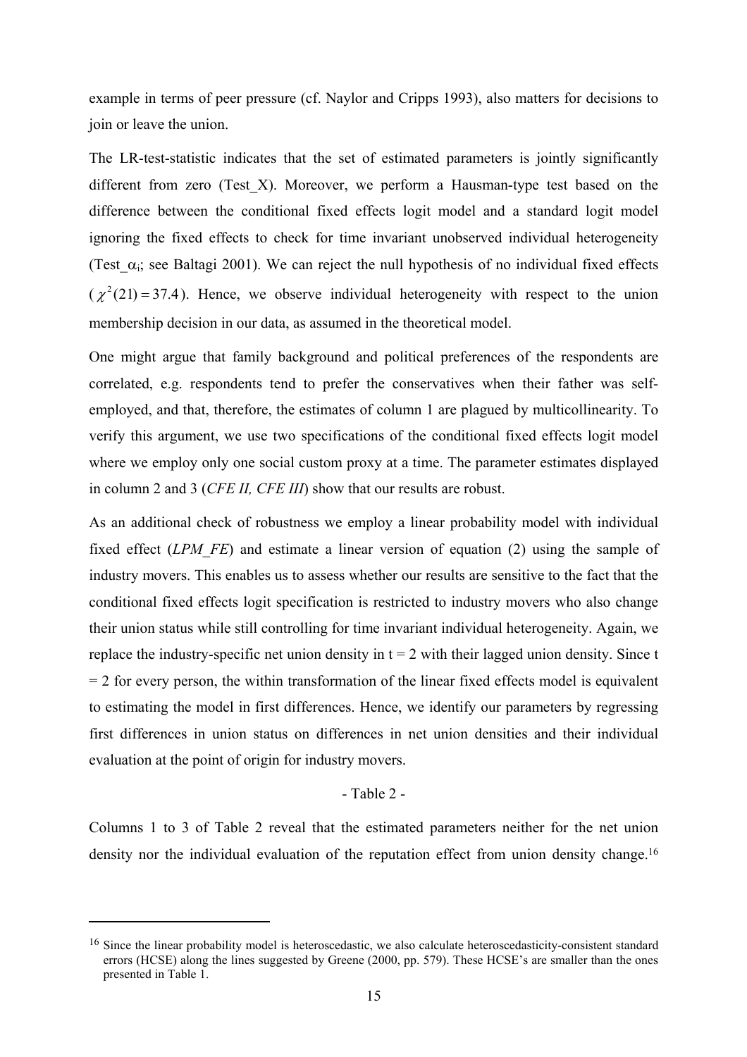example in terms of peer pressure (cf. Naylor and Cripps 1993), also matters for decisions to join or leave the union.

The LR-test-statistic indicates that the set of estimated parameters is jointly significantly different from zero (Test_X). Moreover, we perform a Hausman-type test based on the difference between the conditional fixed effects logit model and a standard logit model ignoring the fixed effects to check for time invariant unobserved individual heterogeneity (Test_$\alpha_i$; see Baltagi 2001). We can reject the null hypothesis of no individual fixed effects ($\chi^2(21) = 37.4$). Hence, we observe individual heterogeneity with respect to the union membership decision in our data, as assumed in the theoretical model.

One might argue that family background and political preferences of the respondents are correlated, e.g. respondents tend to prefer the conservatives when their father was self-employed, and that, therefore, the estimates of column 1 are plagued by multicollinearity. To verify this argument, we use two specifications of the conditional fixed effects logit model where we employ only one social custom proxy at a time. The parameter estimates displayed in column 2 and 3 (*CFE II, CFE III*) show that our results are robust.

As an additional check of robustness we employ a linear probability model with individual fixed effect (*LPM_FE*) and estimate a linear version of equation (2) using the sample of industry movers. This enables us to assess whether our results are sensitive to the fact that the conditional fixed effects logit specification is restricted to industry movers who also change their union status while still controlling for time invariant individual heterogeneity. Again, we replace the industry-specific net union density in t = 2 with their lagged union density. Since t = 2 for every person, the within transformation of the linear fixed effects model is equivalent to estimating the model in first differences. Hence, we identify our parameters by regressing first differences in union status on differences in net union densities and their individual evaluation at the point of origin for industry movers.

- Table 2 -

Columns 1 to 3 of Table 2 reveal that the estimated parameters neither for the net union density nor the individual evaluation of the reputation effect from union density change.[16]

[16] Since the linear probability model is heteroscedastic, we also calculate heteroscedasticity-consistent standard errors (HCSE) along the lines suggested by Greene (2000, pp. 579). These HCSE's are smaller than the ones presented in Table 1.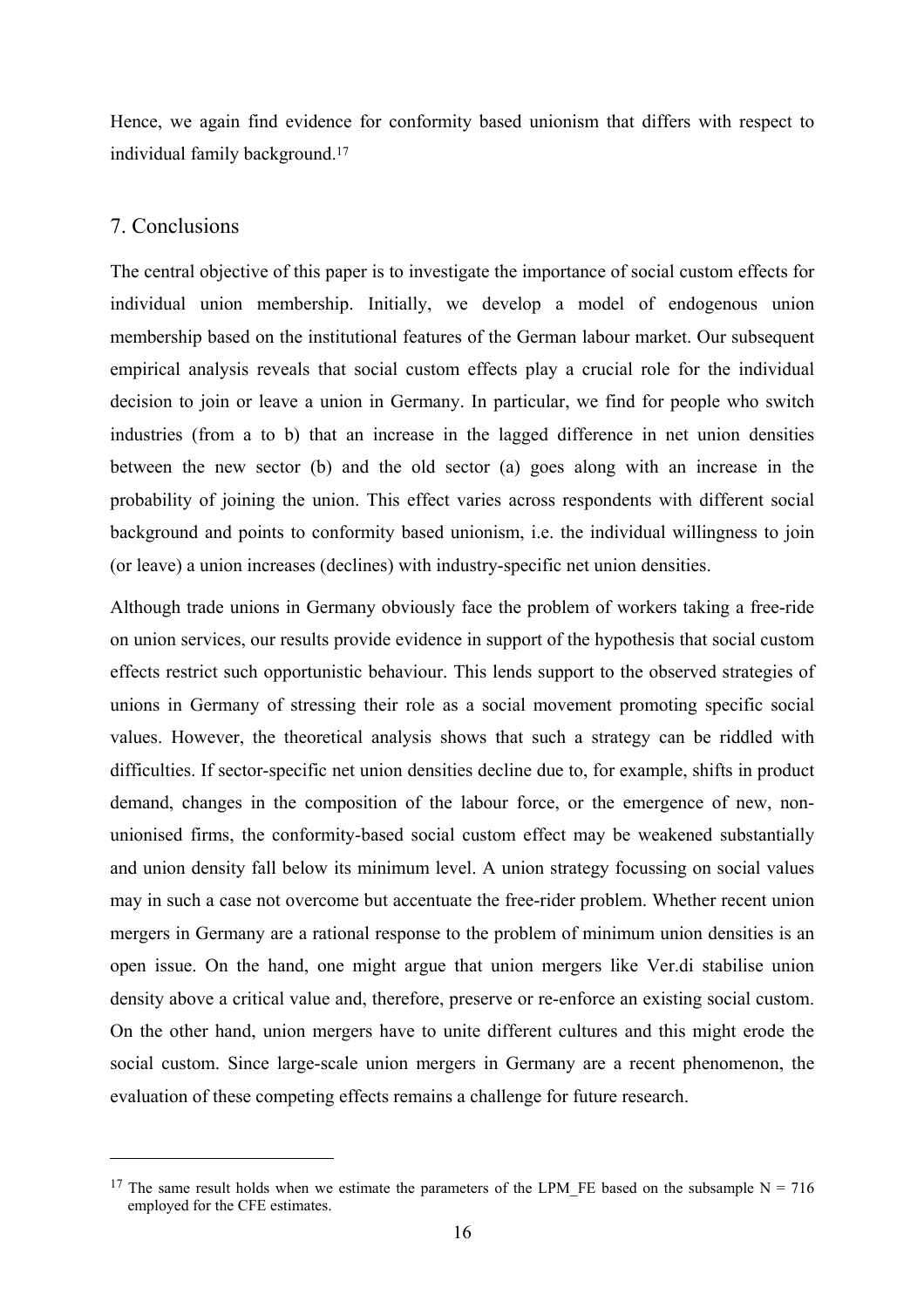Hence, we again find evidence for conformity based unionism that differs with respect to individual family background.[17]

## 7. Conclusions

The central objective of this paper is to investigate the importance of social custom effects for individual union membership. Initially, we develop a model of endogenous union membership based on the institutional features of the German labour market. Our subsequent empirical analysis reveals that social custom effects play a crucial role for the individual decision to join or leave a union in Germany. In particular, we find for people who switch industries (from a to b) that an increase in the lagged difference in net union densities between the new sector (b) and the old sector (a) goes along with an increase in the probability of joining the union. This effect varies across respondents with different social background and points to conformity based unionism, i.e. the individual willingness to join (or leave) a union increases (declines) with industry-specific net union densities.

Although trade unions in Germany obviously face the problem of workers taking a free-ride on union services, our results provide evidence in support of the hypothesis that social custom effects restrict such opportunistic behaviour. This lends support to the observed strategies of unions in Germany of stressing their role as a social movement promoting specific social values. However, the theoretical analysis shows that such a strategy can be riddled with difficulties. If sector-specific net union densities decline due to, for example, shifts in product demand, changes in the composition of the labour force, or the emergence of new, non-unionised firms, the conformity-based social custom effect may be weakened substantially and union density fall below its minimum level. A union strategy focussing on social values may in such a case not overcome but accentuate the free-rider problem. Whether recent union mergers in Germany are a rational response to the problem of minimum union densities is an open issue. On the hand, one might argue that union mergers like Ver.di stabilise union density above a critical value and, therefore, preserve or re-enforce an existing social custom. On the other hand, union mergers have to unite different cultures and this might erode the social custom. Since large-scale union mergers in Germany are a recent phenomenon, the evaluation of these competing effects remains a challenge for future research.

---

[17] The same result holds when we estimate the parameters of the LPM_FE based on the subsample N = 716 employed for the CFE estimates.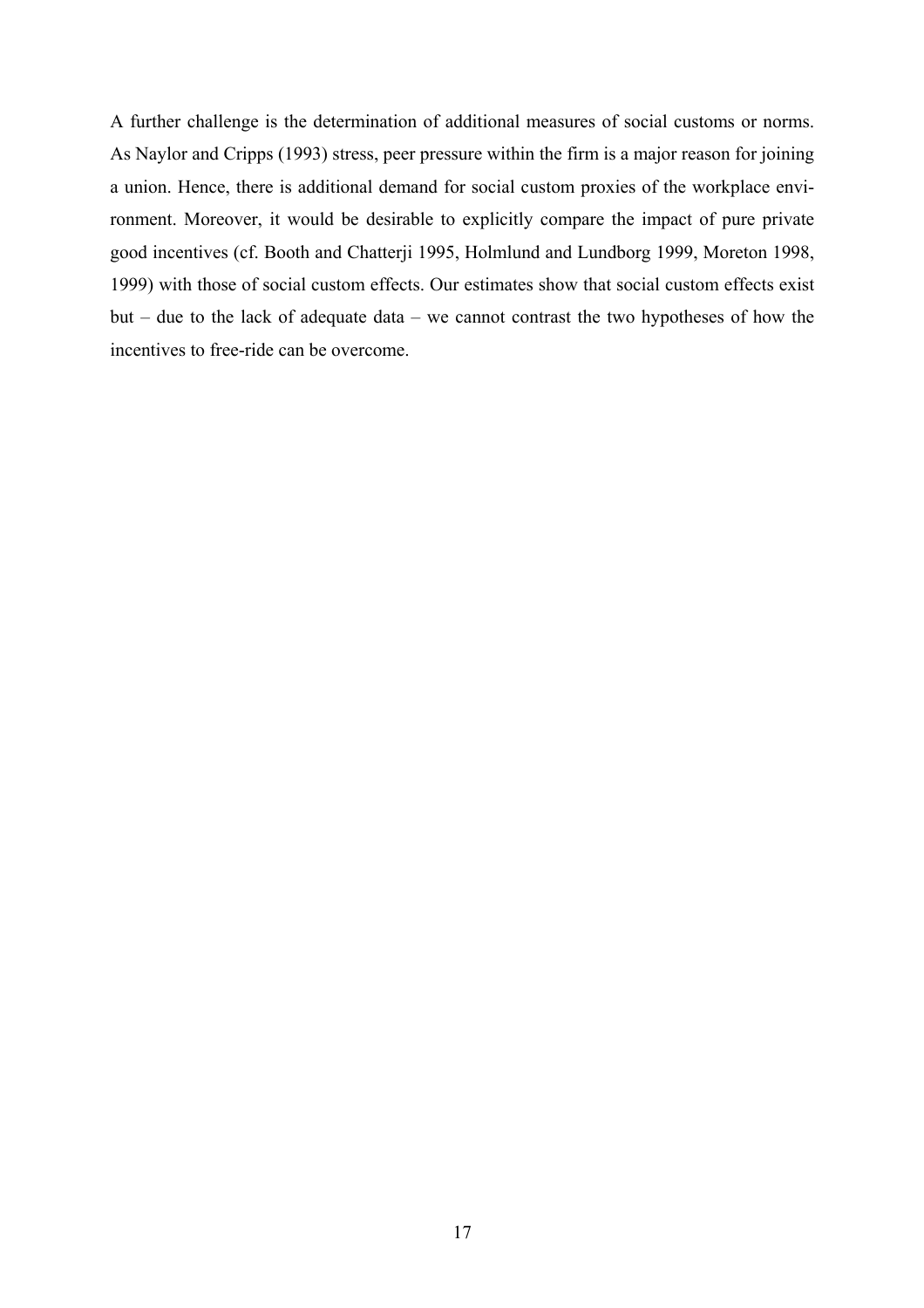A further challenge is the determination of additional measures of social customs or norms. As Naylor and Cripps (1993) stress, peer pressure within the firm is a major reason for joining a union. Hence, there is additional demand for social custom proxies of the workplace environment. Moreover, it would be desirable to explicitly compare the impact of pure private good incentives (cf. Booth and Chatterji 1995, Holmlund and Lundborg 1999, Moreton 1998, 1999) with those of social custom effects. Our estimates show that social custom effects exist but – due to the lack of adequate data – we cannot contrast the two hypotheses of how the incentives to free-ride can be overcome.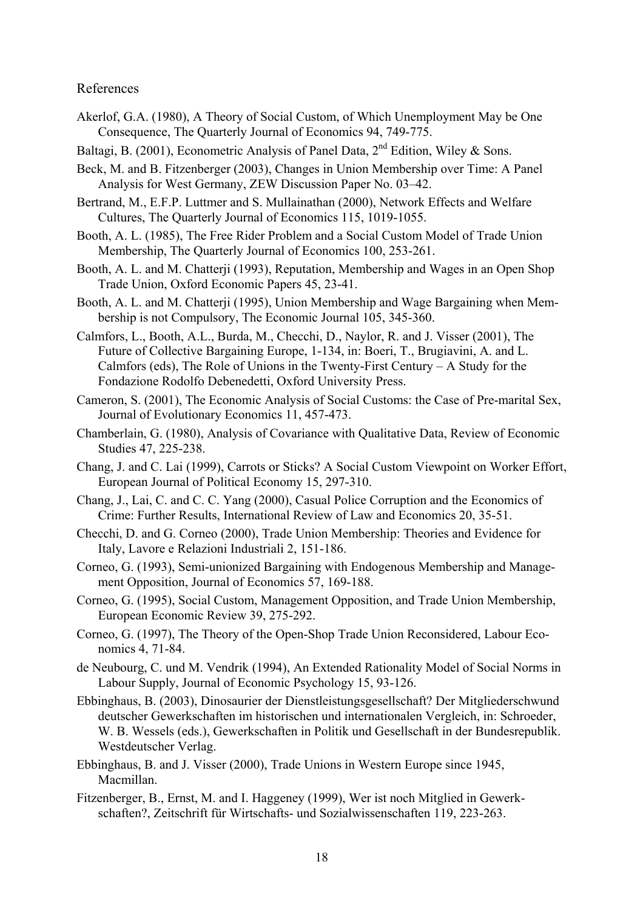References

Akerlof, G.A. (1980), A Theory of Social Custom, of Which Unemployment May be One Consequence, The Quarterly Journal of Economics 94, 749-775.

Baltagi, B. (2001), Econometric Analysis of Panel Data, 2nd Edition, Wiley & Sons.

Beck, M. and B. Fitzenberger (2003), Changes in Union Membership over Time: A Panel Analysis for West Germany, ZEW Discussion Paper No. 03–42.

Bertrand, M., E.F.P. Luttmer and S. Mullainathan (2000), Network Effects and Welfare Cultures, The Quarterly Journal of Economics 115, 1019-1055.

Booth, A. L. (1985), The Free Rider Problem and a Social Custom Model of Trade Union Membership, The Quarterly Journal of Economics 100, 253-261.

Booth, A. L. and M. Chatterji (1993), Reputation, Membership and Wages in an Open Shop Trade Union, Oxford Economic Papers 45, 23-41.

Booth, A. L. and M. Chatterji (1995), Union Membership and Wage Bargaining when Membership is not Compulsory, The Economic Journal 105, 345-360.

Calmfors, L., Booth, A.L., Burda, M., Checchi, D., Naylor, R. and J. Visser (2001), The Future of Collective Bargaining Europe, 1-134, in: Boeri, T., Brugiavini, A. and L. Calmfors (eds), The Role of Unions in the Twenty-First Century – A Study for the Fondazione Rodolfo Debenedetti, Oxford University Press.

Cameron, S. (2001), The Economic Analysis of Social Customs: the Case of Pre-marital Sex, Journal of Evolutionary Economics 11, 457-473.

Chamberlain, G. (1980), Analysis of Covariance with Qualitative Data, Review of Economic Studies 47, 225-238.

Chang, J. and C. Lai (1999), Carrots or Sticks? A Social Custom Viewpoint on Worker Effort, European Journal of Political Economy 15, 297-310.

Chang, J., Lai, C. and C. C. Yang (2000), Casual Police Corruption and the Economics of Crime: Further Results, International Review of Law and Economics 20, 35-51.

Checchi, D. and G. Corneo (2000), Trade Union Membership: Theories and Evidence for Italy, Lavore e Relazioni Industriali 2, 151-186.

Corneo, G. (1993), Semi-unionized Bargaining with Endogenous Membership and Management Opposition, Journal of Economics 57, 169-188.

Corneo, G. (1995), Social Custom, Management Opposition, and Trade Union Membership, European Economic Review 39, 275-292.

Corneo, G. (1997), The Theory of the Open-Shop Trade Union Reconsidered, Labour Economics 4, 71-84.

de Neubourg, C. und M. Vendrik (1994), An Extended Rationality Model of Social Norms in Labour Supply, Journal of Economic Psychology 15, 93-126.

Ebbinghaus, B. (2003), Dinosaurier der Dienstleistungsgesellschaft? Der Mitgliederschwund deutscher Gewerkschaften im historischen und internationalen Vergleich, in: Schroeder, W. B. Wessels (eds.), Gewerkschaften in Politik und Gesellschaft in der Bundesrepublik. Westdeutscher Verlag.

Ebbinghaus, B. and J. Visser (2000), Trade Unions in Western Europe since 1945, Macmillan.

Fitzenberger, B., Ernst, M. and I. Haggeney (1999), Wer ist noch Mitglied in Gewerkschaften?, Zeitschrift für Wirtschafts- und Sozialwissenschaften 119, 223-263.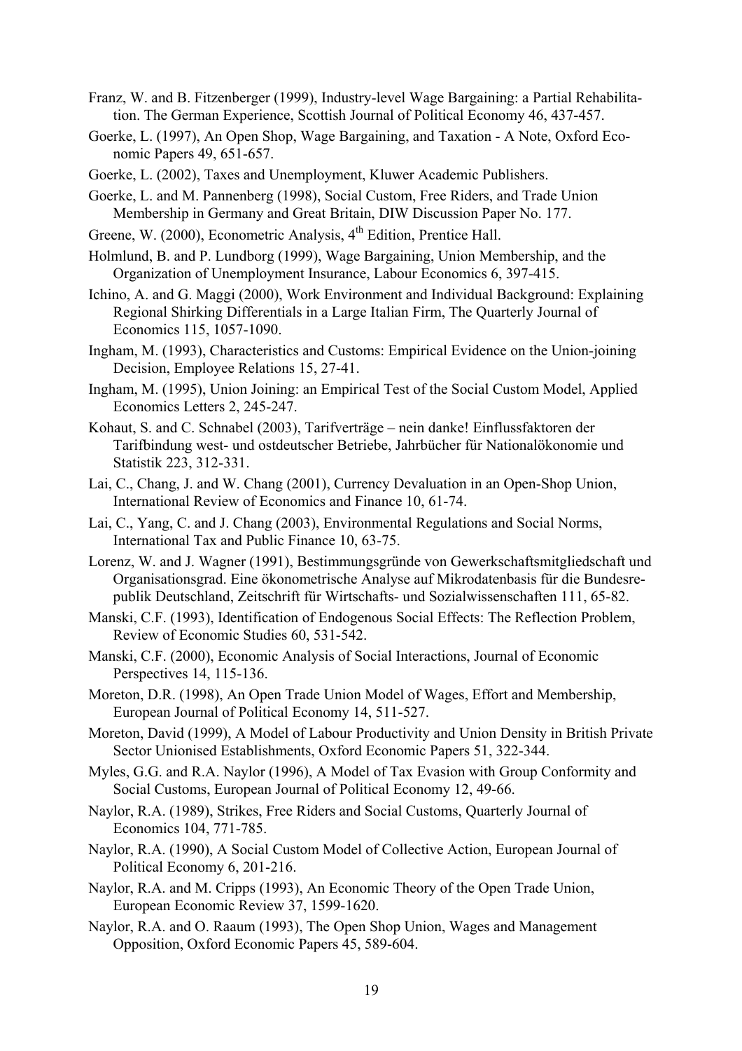Franz, W. and B. Fitzenberger (1999), Industry-level Wage Bargaining: a Partial Rehabilitation. The German Experience, Scottish Journal of Political Economy 46, 437-457.

Goerke, L. (1997), An Open Shop, Wage Bargaining, and Taxation - A Note, Oxford Economic Papers 49, 651-657.

Goerke, L. (2002), Taxes and Unemployment, Kluwer Academic Publishers.

Goerke, L. and M. Pannenberg (1998), Social Custom, Free Riders, and Trade Union Membership in Germany and Great Britain, DIW Discussion Paper No. 177.

Greene, W. (2000), Econometric Analysis, 4th Edition, Prentice Hall.

Holmlund, B. and P. Lundborg (1999), Wage Bargaining, Union Membership, and the Organization of Unemployment Insurance, Labour Economics 6, 397-415.

Ichino, A. and G. Maggi (2000), Work Environment and Individual Background: Explaining Regional Shirking Differentials in a Large Italian Firm, The Quarterly Journal of Economics 115, 1057-1090.

Ingham, M. (1993), Characteristics and Customs: Empirical Evidence on the Union-joining Decision, Employee Relations 15, 27-41.

Ingham, M. (1995), Union Joining: an Empirical Test of the Social Custom Model, Applied Economics Letters 2, 245-247.

Kohaut, S. and C. Schnabel (2003), Tarifverträge – nein danke! Einflussfaktoren der Tarifbindung west- und ostdeutscher Betriebe, Jahrbücher für Nationalökonomie und Statistik 223, 312-331.

Lai, C., Chang, J. and W. Chang (2001), Currency Devaluation in an Open-Shop Union, International Review of Economics and Finance 10, 61-74.

Lai, C., Yang, C. and J. Chang (2003), Environmental Regulations and Social Norms, International Tax and Public Finance 10, 63-75.

Lorenz, W. and J. Wagner (1991), Bestimmungsgründe von Gewerkschaftsmitgliedschaft und Organisationsgrad. Eine ökonometrische Analyse auf Mikrodatenbasis für die Bundesrepublik Deutschland, Zeitschrift für Wirtschafts- und Sozialwissenschaften 111, 65-82.

Manski, C.F. (1993), Identification of Endogenous Social Effects: The Reflection Problem, Review of Economic Studies 60, 531-542.

Manski, C.F. (2000), Economic Analysis of Social Interactions, Journal of Economic Perspectives 14, 115-136.

Moreton, D.R. (1998), An Open Trade Union Model of Wages, Effort and Membership, European Journal of Political Economy 14, 511-527.

Moreton, David (1999), A Model of Labour Productivity and Union Density in British Private Sector Unionised Establishments, Oxford Economic Papers 51, 322-344.

Myles, G.G. and R.A. Naylor (1996), A Model of Tax Evasion with Group Conformity and Social Customs, European Journal of Political Economy 12, 49-66.

Naylor, R.A. (1989), Strikes, Free Riders and Social Customs, Quarterly Journal of Economics 104, 771-785.

Naylor, R.A. (1990), A Social Custom Model of Collective Action, European Journal of Political Economy 6, 201-216.

Naylor, R.A. and M. Cripps (1993), An Economic Theory of the Open Trade Union, European Economic Review 37, 1599-1620.

Naylor, R.A. and O. Raaum (1993), The Open Shop Union, Wages and Management Opposition, Oxford Economic Papers 45, 589-604.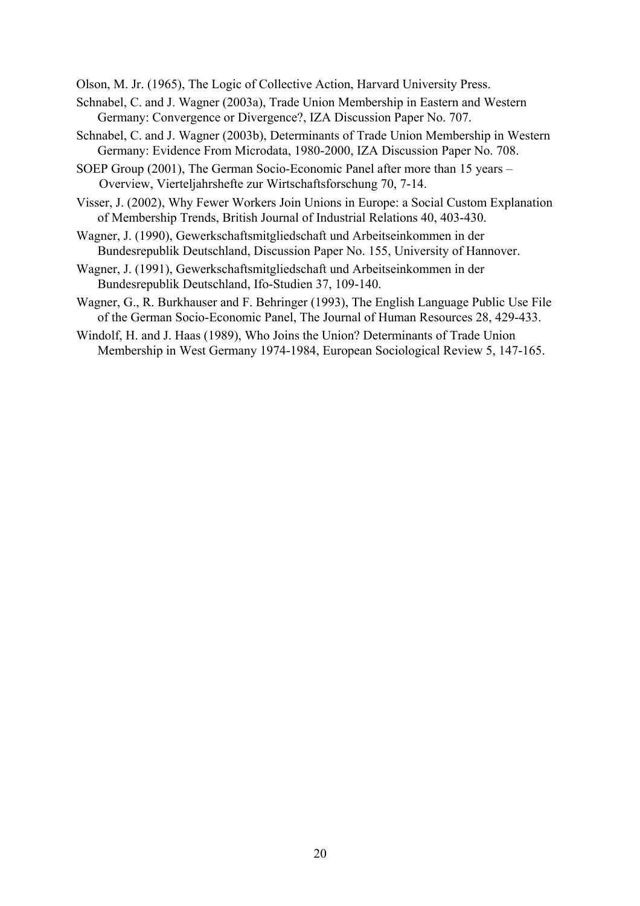Olson, M. Jr. (1965), The Logic of Collective Action, Harvard University Press.

Schnabel, C. and J. Wagner (2003a), Trade Union Membership in Eastern and Western Germany: Convergence or Divergence?, IZA Discussion Paper No. 707.

Schnabel, C. and J. Wagner (2003b), Determinants of Trade Union Membership in Western Germany: Evidence From Microdata, 1980-2000, IZA Discussion Paper No. 708.

SOEP Group (2001), The German Socio-Economic Panel after more than 15 years – Overview, Vierteljahrshefte zur Wirtschaftsforschung 70, 7-14.

Visser, J. (2002), Why Fewer Workers Join Unions in Europe: a Social Custom Explanation of Membership Trends, British Journal of Industrial Relations 40, 403-430.

Wagner, J. (1990), Gewerkschaftsmitgliedschaft und Arbeitseinkommen in der Bundesrepublik Deutschland, Discussion Paper No. 155, University of Hannover.

Wagner, J. (1991), Gewerkschaftsmitgliedschaft und Arbeitseinkommen in der Bundesrepublik Deutschland, Ifo-Studien 37, 109-140.

Wagner, G., R. Burkhauser and F. Behringer (1993), The English Language Public Use File of the German Socio-Economic Panel, The Journal of Human Resources 28, 429-433.

Windolf, H. and J. Haas (1989), Who Joins the Union? Determinants of Trade Union Membership in West Germany 1974-1984, European Sociological Review 5, 147-165.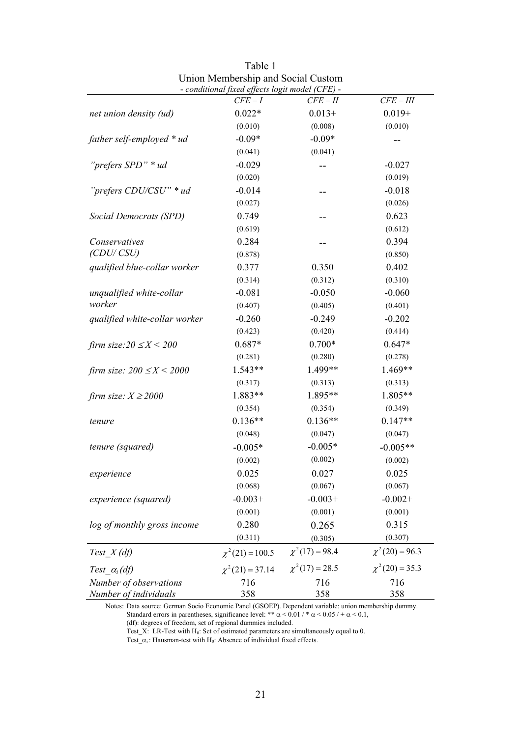Table 1
Union Membership and Social Custom
*- conditional fixed effects logit model (CFE) -*

| | *CFE – I* | *CFE – II* | *CFE – III* |
|---|---|---|---|
| *net union density (ud)* | 0.022* | 0.013+ | 0.019+ |
| | (0.010) | (0.008) | (0.010) |
| *father self-employed * ud* | -0.09* | -0.09* | -- |
| | (0.041) | (0.041) | |
| *"prefers SPD" * ud* | -0.029 | -- | -0.027 |
| | (0.020) | | (0.019) |
| *"prefers CDU/CSU" * ud* | -0.014 | -- | -0.018 |
| | (0.027) | | (0.026) |
| *Social Democrats (SPD)* | 0.749 | -- | 0.623 |
| | (0.619) | | (0.612) |
| *Conservatives (CDU/ CSU)* | 0.284 | -- | 0.394 |
| | (0.878) | | (0.850) |
| *qualified blue-collar worker* | 0.377 | 0.350 | 0.402 |
| | (0.314) | (0.312) | (0.310) |
| *unqualified white-collar worker* | -0.081 | -0.050 | -0.060 |
| | (0.407) | (0.405) | (0.401) |
| *qualified white-collar worker* | -0.260 | -0.249 | -0.202 |
| | (0.423) | (0.420) | (0.414) |
| *firm size: $20 \leq X < 200$* | 0.687* | 0.700* | 0.647* |
| | (0.281) | (0.280) | (0.278) |
| *firm size: $200 \leq X < 2000$* | 1.543** | 1.499** | 1.469** |
| | (0.317) | (0.313) | (0.313) |
| *firm size: $X \geq 2000$* | 1.883** | 1.895** | 1.805** |
| | (0.354) | (0.354) | (0.349) |
| *tenure* | 0.136** | 0.136** | 0.147** |
| | (0.048) | (0.047) | (0.047) |
| *tenure (squared)* | -0.005* | -0.005* | -0.005** |
| | (0.002) | (0.002) | (0.002) |
| *experience* | 0.025 | 0.027 | 0.025 |
| | (0.068) | (0.067) | (0.067) |
| *experience (squared)* | -0.003+ | -0.003+ | -0.002+ |
| | (0.001) | (0.001) | (0.001) |
| *log of monthly gross income* | 0.280 | 0.265 | 0.315 |
| | (0.311) | (0.305) | (0.307) |
| *Test_X (df)* | $\chi^2(21) = 100.5$ | $\chi^2(17) = 98.4$ | $\chi^2(20) = 96.3$ |
| *Test_$\alpha_i$ (df)* | $\chi^2(21) = 37.14$ | $\chi^2(17) = 28.5$ | $\chi^2(20) = 35.3$ |
| *Number of observations* | 716 | 716 | 716 |
| *Number of individuals* | 358 | 358 | 358 |

Notes: Data source: German Socio Economic Panel (GSOEP). Dependent variable: union membership dummy. Standard errors in parentheses, significance level: ** $\alpha < 0.01$ / * $\alpha < 0.05$ / + $\alpha < 0.1$,
(df): degrees of freedom, set of regional dummies included.
Test_X: LR-Test with $H_0$: Set of estimated parameters are simultaneously equal to 0.
Test_$\alpha_i$: Hausman-test with $H_0$: Absence of individual fixed effects.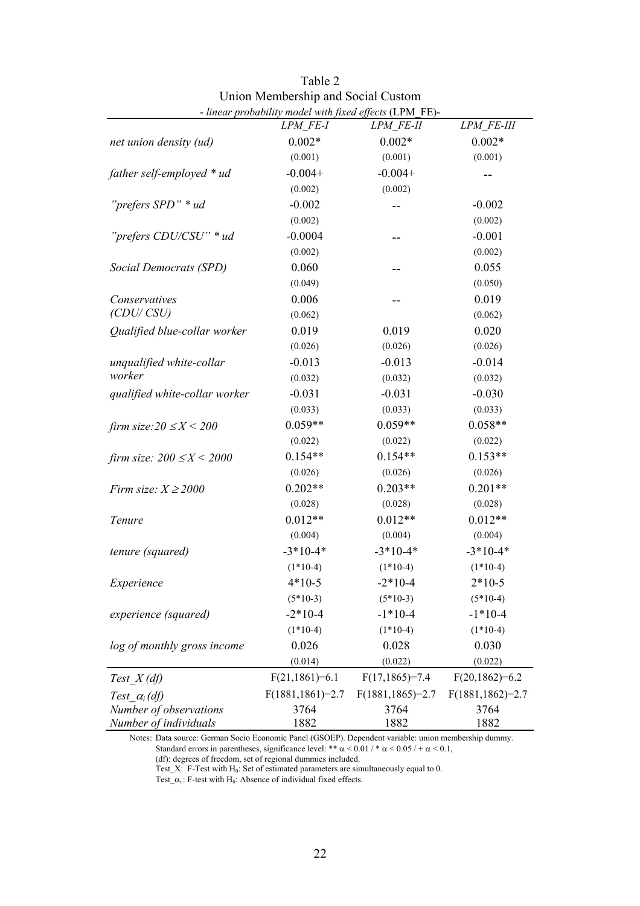Table 2
Union Membership and Social Custom
*- linear probability model with fixed effects* (LPM_FE)-

| | *LPM_FE-I* | *LPM_FE-II* | *LPM_FE-III* |
|---|---|---|---|
| *net union density (ud)* | 0.002* | 0.002* | 0.002* |
| | (0.001) | (0.001) | (0.001) |
| *father self-employed * ud* | -0.004+ | -0.004+ | -- |
| | (0.002) | (0.002) | |
| *"prefers SPD" * ud* | -0.002 | -- | -0.002 |
| | (0.002) | | (0.002) |
| *"prefers CDU/CSU" * ud* | -0.0004 | -- | -0.001 |
| | (0.002) | | (0.002) |
| *Social Democrats (SPD)* | 0.060 | -- | 0.055 |
| | (0.049) | | (0.050) |
| *Conservatives (CDU/ CSU)* | 0.006 | -- | 0.019 |
| | (0.062) | | (0.062) |
| *Qualified blue-collar worker* | 0.019 | 0.019 | 0.020 |
| | (0.026) | (0.026) | (0.026) |
| *unqualified white-collar worker* | -0.013 | -0.013 | -0.014 |
| | (0.032) | (0.032) | (0.032) |
| *qualified white-collar worker* | -0.031 | -0.031 | -0.030 |
| | (0.033) | (0.033) | (0.033) |
| *firm size:* $20 \leq X < 200$ | 0.059** | 0.059** | 0.058** |
| | (0.022) | (0.022) | (0.022) |
| *firm size:* $200 \leq X < 2000$ | 0.154** | 0.154** | 0.153** |
| | (0.026) | (0.026) | (0.026) |
| *Firm size:* $X \geq 2000$ | 0.202** | 0.203** | 0.201** |
| | (0.028) | (0.028) | (0.028) |
| *Tenure* | 0.012** | 0.012** | 0.012** |
| | (0.004) | (0.004) | (0.004) |
| *tenure (squared)* | -3*10-4* | -3*10-4* | -3*10-4* |
| | (1*10-4) | (1*10-4) | (1*10-4) |
| *Experience* | 4*10-5 | -2*10-4 | 2*10-5 |
| | (5*10-3) | (5*10-3) | (5*10-4) |
| *experience (squared)* | -2*10-4 | -1*10-4 | -1*10-4 |
| | (1*10-4) | (1*10-4) | (1*10-4) |
| *log of monthly gross income* | 0.026 | 0.028 | 0.030 |
| | (0.014) | (0.022) | (0.022) |
| *Test_X (df)* | $F(21,1861)=6.1$ | $F(17,1865)=7.4$ | $F(20,1862)=6.2$ |
| *Test_$\alpha_i$ (df)* | $F(1881,1861)=2.7$ | $F(1881,1865)=2.7$ | $F(1881,1862)=2.7$ |
| *Number of observations* | 3764 | 3764 | 3764 |
| *Number of individuals* | 1882 | 1882 | 1882 |

Notes: Data source: German Socio Economic Panel (GSOEP). Dependent variable: union membership dummy. Standard errors in parentheses, significance level: ** $\alpha < 0.01$ / * $\alpha < 0.05$ / + $\alpha < 0.1$,
(df): degrees of freedom, set of regional dummies included.
Test_X: F-Test with $H_0$: Set of estimated parameters are simultaneously equal to 0.
Test_$\alpha_i$: F-test with $H_0$: Absence of individual fixed effects.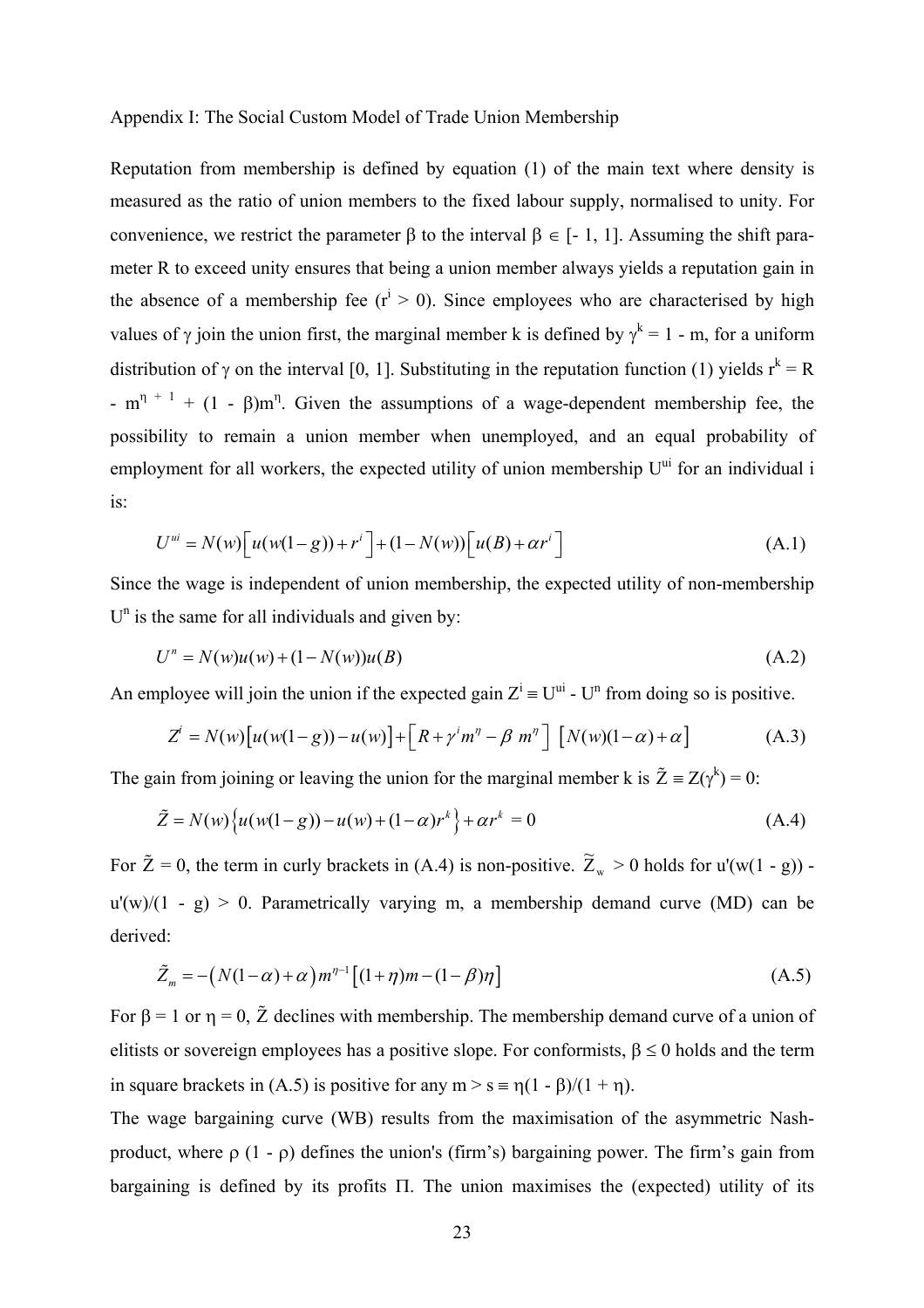Appendix I: The Social Custom Model of Trade Union Membership

Reputation from membership is defined by equation (1) of the main text where density is measured as the ratio of union members to the fixed labour supply, normalised to unity. For convenience, we restrict the parameter $\beta$ to the interval $\beta \in [-1, 1]$. Assuming the shift parameter R to exceed unity ensures that being a union member always yields a reputation gain in the absence of a membership fee ($r^i > 0$). Since employees who are characterised by high values of $\gamma$ join the union first, the marginal member k is defined by $\gamma^k = 1 - m$, for a uniform distribution of $\gamma$ on the interval [0, 1]. Substituting in the reputation function (1) yields $r^k = R - m^{\eta+1} + (1 - \beta)m^\eta$. Given the assumptions of a wage-dependent membership fee, the possibility to remain a union member when unemployed, and an equal probability of employment for all workers, the expected utility of union membership $U^{ui}$ for an individual i is:

$$U^{ui} = N(w)\left[u(w(1-g)) + r^i\right] + (1 - N(w))\left[u(B) + \alpha r^i\right] \tag{A.1}$$

Since the wage is independent of union membership, the expected utility of non-membership $U^n$ is the same for all individuals and given by:

$$U^n = N(w)u(w) + (1 - N(w))u(B) \tag{A.2}$$

An employee will join the union if the expected gain $Z^i \equiv U^{ui} - U^n$ from doing so is positive.

$$Z^i = N(w)\left[u(w(1-g)) - u(w)\right] + \left[R + \gamma^i m^\eta - \beta\, m^\eta\right]\,\left[N(w)(1-\alpha) + \alpha\right] \tag{A.3}$$

The gain from joining or leaving the union for the marginal member k is $\tilde{Z} \equiv Z(\gamma^k) = 0$:

$$\tilde{Z} = N(w)\left\{u(w(1-g)) - u(w) + (1-\alpha)r^k\right\} + \alpha r^k = 0 \tag{A.4}$$

For $\tilde{Z} = 0$, the term in curly brackets in (A.4) is non-positive. $\tilde{Z}_w > 0$ holds for $u'(w(1-g)) - u'(w)/(1-g) > 0$. Parametrically varying m, a membership demand curve (MD) can be derived:

$$\tilde{Z}_m = -\left(N(1-\alpha) + \alpha\right)m^{\eta-1}\left[(1+\eta)m - (1-\beta)\eta\right] \tag{A.5}$$

For $\beta = 1$ or $\eta = 0$, $\tilde{Z}$ declines with membership. The membership demand curve of a union of elitists or sovereign employees has a positive slope. For conformists, $\beta \leq 0$ holds and the term in square brackets in (A.5) is positive for any $m > s \equiv \eta(1 - \beta)/(1 + \eta)$.

The wage bargaining curve (WB) results from the maximisation of the asymmetric Nash-product, where $\rho$ $(1 - \rho)$ defines the union's (firm's) bargaining power. The firm's gain from bargaining is defined by its profits $\Pi$. The union maximises the (expected) utility of its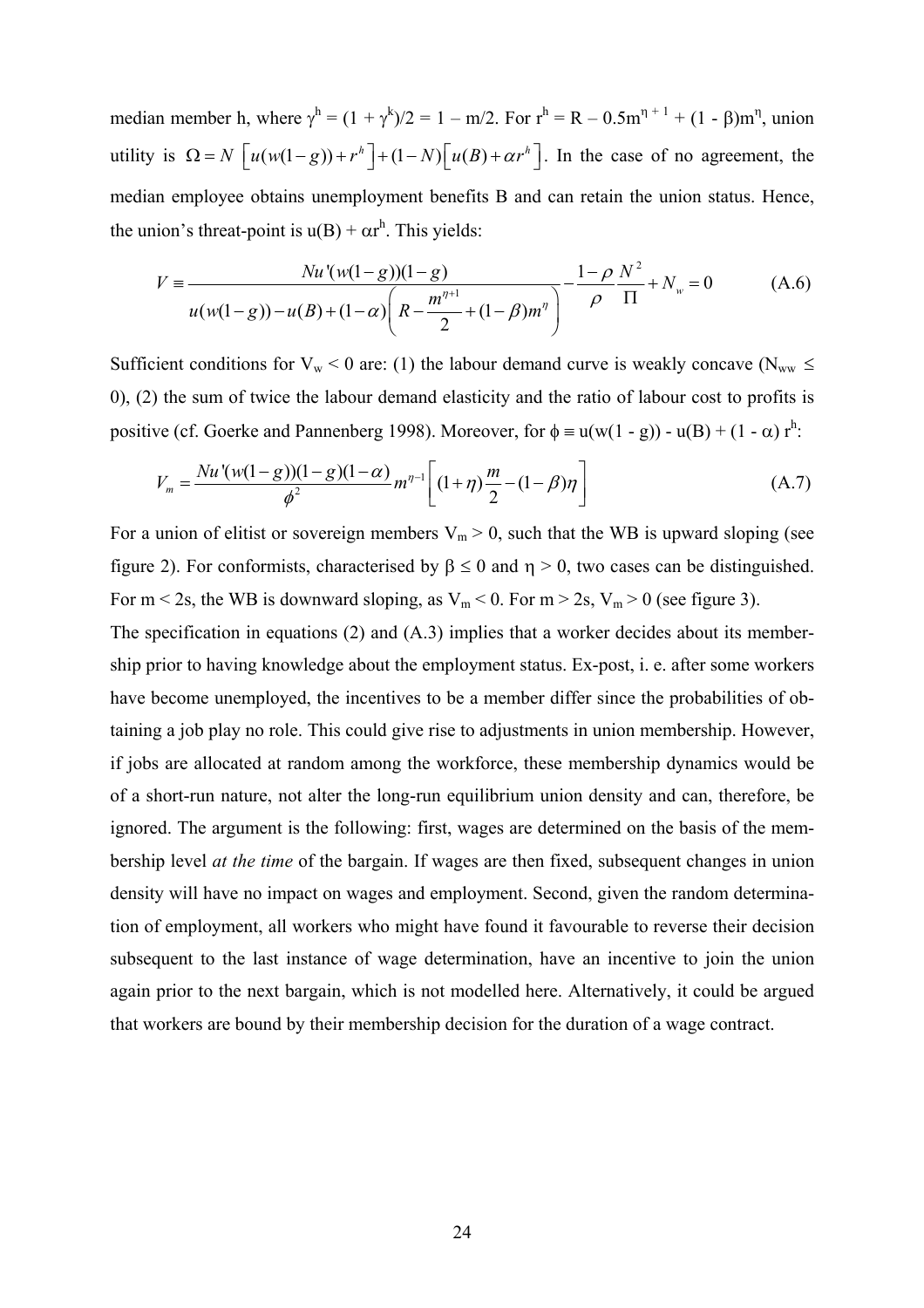median member h, where $\gamma^h = (1 + \gamma^k)/2 = 1 - m/2$. For $r^h = R - 0.5m^{\eta+1} + (1 - \beta)m^{\eta}$, union utility is $\Omega = N\left[u(w(1-g)) + r^h\right] + (1-N)\left[u(B) + \alpha r^h\right]$. In the case of no agreement, the median employee obtains unemployment benefits B and can retain the union status. Hence, the union's threat-point is $u(B) + \alpha r^h$. This yields:

$$V \equiv \frac{Nu'(w(1-g))(1-g)}{u(w(1-g)) - u(B) + (1-\alpha)\left(R - \dfrac{m^{\eta+1}}{2} + (1-\beta)m^{\eta}\right)} - \frac{1-\rho}{\rho}\frac{N^2}{\Pi} + N_w = 0 \qquad \text{(A.6)}$$

Sufficient conditions for $V_w < 0$ are: (1) the labour demand curve is weakly concave ($N_{ww} \leq 0$), (2) the sum of twice the labour demand elasticity and the ratio of labour cost to profits is positive (cf. Goerke and Pannenberg 1998). Moreover, for $\phi \equiv u(w(1 - g)) - u(B) + (1 - \alpha)\, r^h$:

$$V_m = \frac{Nu'(w(1-g))(1-g)(1-\alpha)}{\phi^2} m^{\eta-1}\left[(1+\eta)\frac{m}{2} - (1-\beta)\eta\right] \qquad \text{(A.7)}$$

For a union of elitist or sovereign members $V_m > 0$, such that the WB is upward sloping (see figure 2). For conformists, characterised by $\beta \leq 0$ and $\eta > 0$, two cases can be distinguished. For $m < 2s$, the WB is downward sloping, as $V_m < 0$. For $m > 2s$, $V_m > 0$ (see figure 3).

The specification in equations (2) and (A.3) implies that a worker decides about its membership prior to having knowledge about the employment status. Ex-post, i. e. after some workers have become unemployed, the incentives to be a member differ since the probabilities of obtaining a job play no role. This could give rise to adjustments in union membership. However, if jobs are allocated at random among the workforce, these membership dynamics would be of a short-run nature, not alter the long-run equilibrium union density and can, therefore, be ignored. The argument is the following: first, wages are determined on the basis of the membership level *at the time* of the bargain. If wages are then fixed, subsequent changes in union density will have no impact on wages and employment. Second, given the random determination of employment, all workers who might have found it favourable to reverse their decision subsequent to the last instance of wage determination, have an incentive to join the union again prior to the next bargain, which is not modelled here. Alternatively, it could be argued that workers are bound by their membership decision for the duration of a wage contract.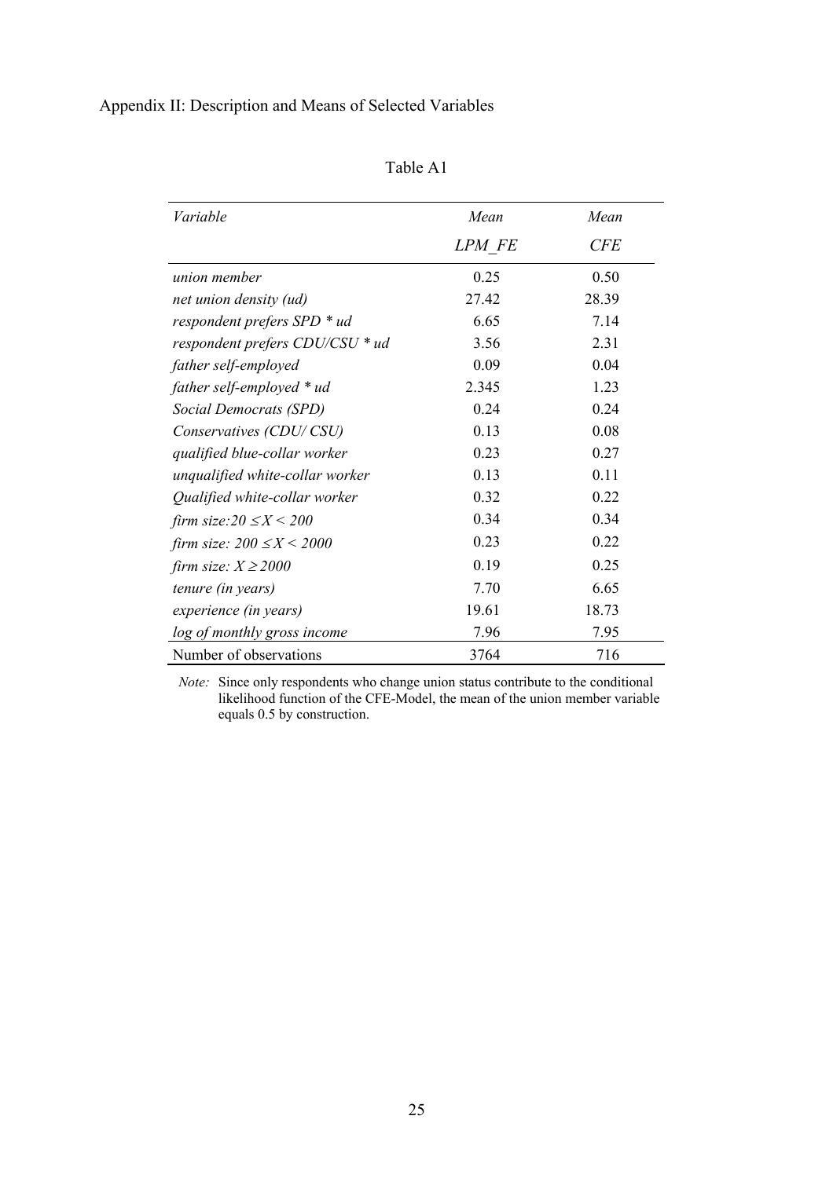Appendix II: Description and Means of Selected Variables

Table A1

| *Variable* | *Mean* *LPM_FE* | *Mean* *CFE* |
|---|---|---|
| *union member* | 0.25 | 0.50 |
| *net union density (ud)* | 27.42 | 28.39 |
| *respondent prefers SPD * ud* | 6.65 | 7.14 |
| *respondent prefers CDU/CSU * ud* | 3.56 | 2.31 |
| *father self-employed* | 0.09 | 0.04 |
| *father self-employed * ud* | 2.345 | 1.23 |
| *Social Democrats (SPD)* | 0.24 | 0.24 |
| *Conservatives (CDU/ CSU)* | 0.13 | 0.08 |
| *qualified blue-collar worker* | 0.23 | 0.27 |
| *unqualified white-collar worker* | 0.13 | 0.11 |
| *Qualified white-collar worker* | 0.32 | 0.22 |
| *firm size:* $20 \leq X < 200$ | 0.34 | 0.34 |
| *firm size:* $200 \leq X < 2000$ | 0.23 | 0.22 |
| *firm size:* $X \geq 2000$ | 0.19 | 0.25 |
| *tenure (in years)* | 7.70 | 6.65 |
| *experience (in years)* | 19.61 | 18.73 |
| *log of monthly gross income* | 7.96 | 7.95 |
| Number of observations | 3764 | 716 |

*Note:* Since only respondents who change union status contribute to the conditional likelihood function of the CFE-Model, the mean of the union member variable equals 0.5 by construction.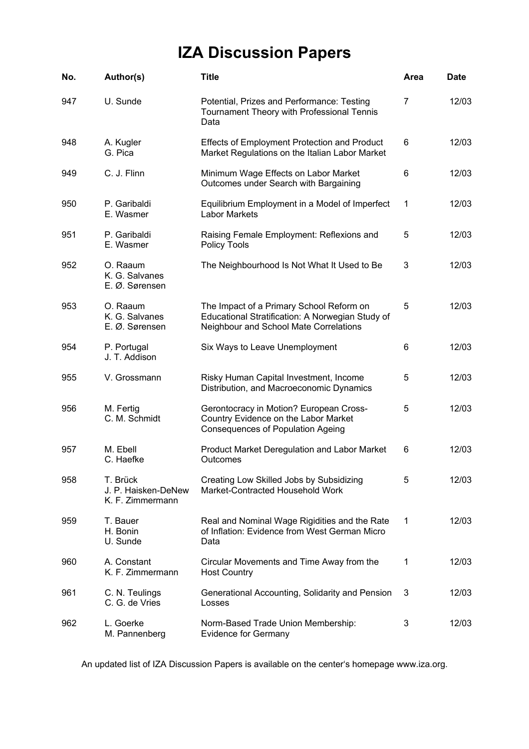# IZA Discussion Papers

| No. | Author(s) | Title | Area | Date |
|---|---|---|---|---|
| 947 | U. Sunde | Potential, Prizes and Performance: Testing Tournament Theory with Professional Tennis Data | 7 | 12/03 |
| 948 | A. Kugler<br>G. Pica | Effects of Employment Protection and Product Market Regulations on the Italian Labor Market | 6 | 12/03 |
| 949 | C. J. Flinn | Minimum Wage Effects on Labor Market Outcomes under Search with Bargaining | 6 | 12/03 |
| 950 | P. Garibaldi<br>E. Wasmer | Equilibrium Employment in a Model of Imperfect Labor Markets | 1 | 12/03 |
| 951 | P. Garibaldi<br>E. Wasmer | Raising Female Employment: Reflexions and Policy Tools | 5 | 12/03 |
| 952 | O. Raaum<br>K. G. Salvanes<br>E. Ø. Sørensen | The Neighbourhood Is Not What It Used to Be | 3 | 12/03 |
| 953 | O. Raaum<br>K. G. Salvanes<br>E. Ø. Sørensen | The Impact of a Primary School Reform on Educational Stratification: A Norwegian Study of Neighbour and School Mate Correlations | 5 | 12/03 |
| 954 | P. Portugal<br>J. T. Addison | Six Ways to Leave Unemployment | 6 | 12/03 |
| 955 | V. Grossmann | Risky Human Capital Investment, Income Distribution, and Macroeconomic Dynamics | 5 | 12/03 |
| 956 | M. Fertig<br>C. M. Schmidt | Gerontocracy in Motion? European Cross-Country Evidence on the Labor Market Consequences of Population Ageing | 5 | 12/03 |
| 957 | M. Ebell<br>C. Haefke | Product Market Deregulation and Labor Market Outcomes | 6 | 12/03 |
| 958 | T. Brück<br>J. P. Haisken-DeNew<br>K. F. Zimmermann | Creating Low Skilled Jobs by Subsidizing Market-Contracted Household Work | 5 | 12/03 |
| 959 | T. Bauer<br>H. Bonin<br>U. Sunde | Real and Nominal Wage Rigidities and the Rate of Inflation: Evidence from West German Micro Data | 1 | 12/03 |
| 960 | A. Constant<br>K. F. Zimmermann | Circular Movements and Time Away from the Host Country | 1 | 12/03 |
| 961 | C. N. Teulings<br>C. G. de Vries | Generational Accounting, Solidarity and Pension Losses | 3 | 12/03 |
| 962 | L. Goerke<br>M. Pannenberg | Norm-Based Trade Union Membership: Evidence for Germany | 3 | 12/03 |

An updated list of IZA Discussion Papers is available on the center's homepage www.iza.org.